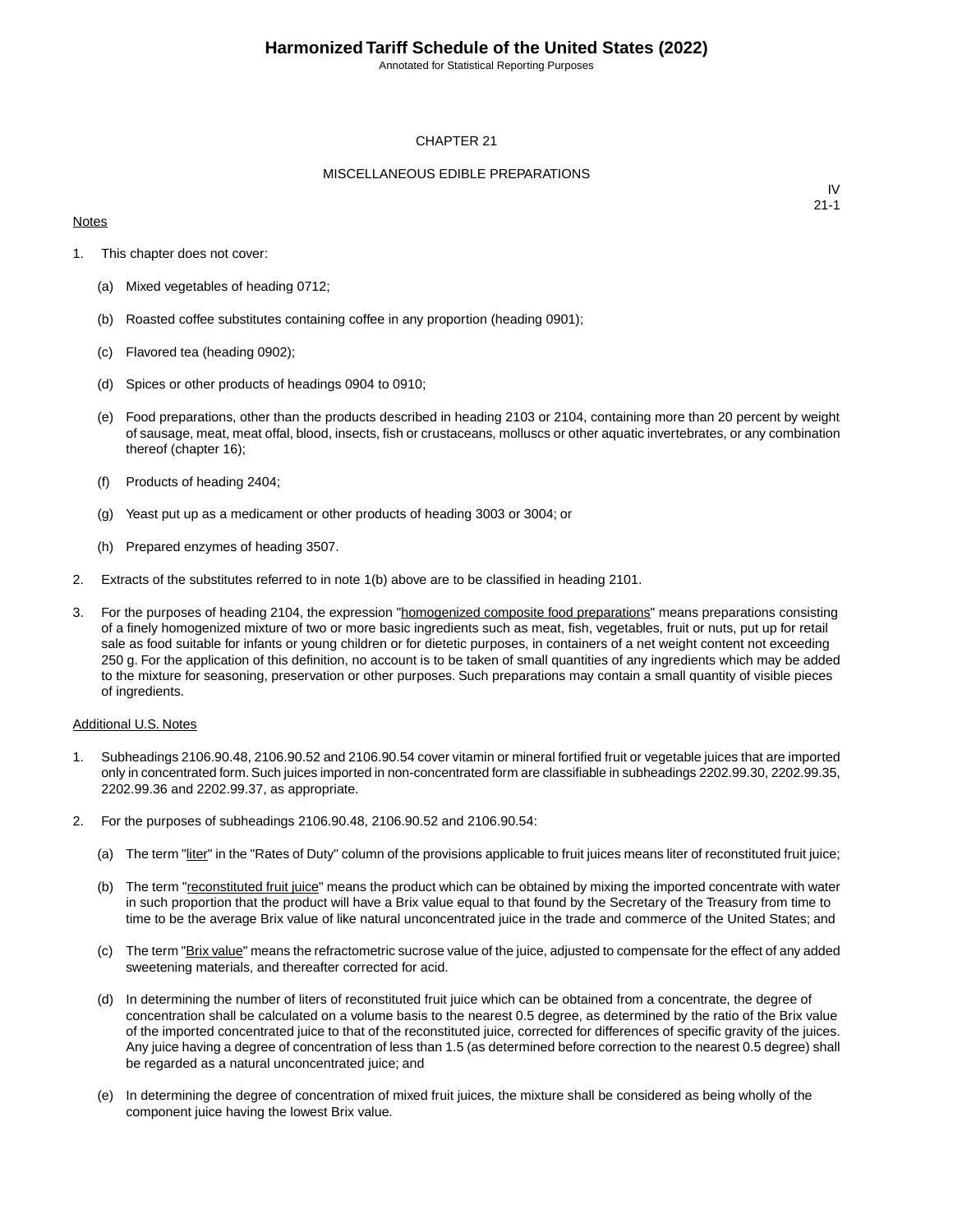# CHAPTER 21

## MISCELLANEOUS EDIBLE PREPARATIONS

IV
21-1

Notes

1. This chapter does not cover:

   (a) Mixed vegetables of heading 0712;

   (b) Roasted coffee substitutes containing coffee in any proportion (heading 0901);

   (c) Flavored tea (heading 0902);

   (d) Spices or other products of headings 0904 to 0910;

   (e) Food preparations, other than the products described in heading 2103 or 2104, containing more than 20 percent by weight of sausage, meat, meat offal, blood, insects, fish or crustaceans, molluscs or other aquatic invertebrates, or any combination thereof (chapter 16);

   (f) Products of heading 2404;

   (g) Yeast put up as a medicament or other products of heading 3003 or 3004; or

   (h) Prepared enzymes of heading 3507.

2. Extracts of the substitutes referred to in note 1(b) above are to be classified in heading 2101.

3. For the purposes of heading 2104, the expression "homogenized composite food preparations" means preparations consisting of a finely homogenized mixture of two or more basic ingredients such as meat, fish, vegetables, fruit or nuts, put up for retail sale as food suitable for infants or young children or for dietetic purposes, in containers of a net weight content not exceeding 250 g. For the application of this definition, no account is to be taken of small quantities of any ingredients which may be added to the mixture for seasoning, preservation or other purposes. Such preparations may contain a small quantity of visible pieces of ingredients.

Additional U.S. Notes

1. Subheadings 2106.90.48, 2106.90.52 and 2106.90.54 cover vitamin or mineral fortified fruit or vegetable juices that are imported only in concentrated form. Such juices imported in non-concentrated form are classifiable in subheadings 2202.99.30, 2202.99.35, 2202.99.36 and 2202.99.37, as appropriate.

2. For the purposes of subheadings 2106.90.48, 2106.90.52 and 2106.90.54:

   (a) The term "liter" in the "Rates of Duty" column of the provisions applicable to fruit juices means liter of reconstituted fruit juice;

   (b) The term "reconstituted fruit juice" means the product which can be obtained by mixing the imported concentrate with water in such proportion that the product will have a Brix value equal to that found by the Secretary of the Treasury from time to time to be the average Brix value of like natural unconcentrated juice in the trade and commerce of the United States; and

   (c) The term "Brix value" means the refractometric sucrose value of the juice, adjusted to compensate for the effect of any added sweetening materials, and thereafter corrected for acid.

   (d) In determining the number of liters of reconstituted fruit juice which can be obtained from a concentrate, the degree of concentration shall be calculated on a volume basis to the nearest 0.5 degree, as determined by the ratio of the Brix value of the imported concentrated juice to that of the reconstituted juice, corrected for differences of specific gravity of the juices. Any juice having a degree of concentration of less than 1.5 (as determined before correction to the nearest 0.5 degree) shall be regarded as a natural unconcentrated juice; and

   (e) In determining the degree of concentration of mixed fruit juices, the mixture shall be considered as being wholly of the component juice having the lowest Brix value.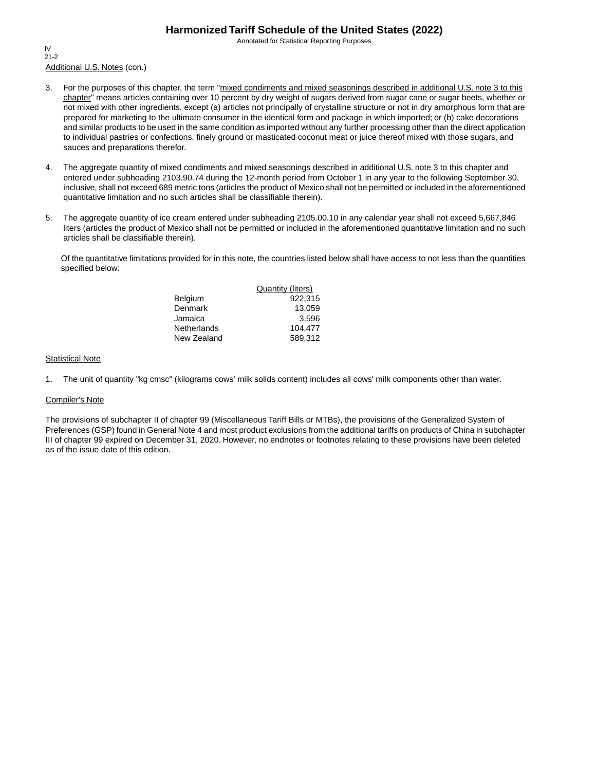Additional U.S. Notes (con.)

3. For the purposes of this chapter, the term "mixed condiments and mixed seasonings described in additional U.S. note 3 to this chapter" means articles containing over 10 percent by dry weight of sugars derived from sugar cane or sugar beets, whether or not mixed with other ingredients, except (a) articles not principally of crystalline structure or not in dry amorphous form that are prepared for marketing to the ultimate consumer in the identical form and package in which imported; or (b) cake decorations and similar products to be used in the same condition as imported without any further processing other than the direct application to individual pastries or confections, finely ground or masticated coconut meat or juice thereof mixed with those sugars, and sauces and preparations therefor.

4. The aggregate quantity of mixed condiments and mixed seasonings described in additional U.S. note 3 to this chapter and entered under subheading 2103.90.74 during the 12-month period from October 1 in any year to the following September 30, inclusive, shall not exceed 689 metric tons (articles the product of Mexico shall not be permitted or included in the aforementioned quantitative limitation and no such articles shall be classifiable therein).

5. The aggregate quantity of ice cream entered under subheading 2105.00.10 in any calendar year shall not exceed 5,667,846 liters (articles the product of Mexico shall not be permitted or included in the aforementioned quantitative limitation and no such articles shall be classifiable therein).

   Of the quantitative limitations provided for in this note, the countries listed below shall have access to not less than the quantities specified below:

| | Quantity (liters) |
|---|---|
| Belgium | 922,315 |
| Denmark | 13,059 |
| Jamaica | 3,596 |
| Netherlands | 104,477 |
| New Zealand | 589,312 |

Statistical Note

1. The unit of quantity "kg cmsc" (kilograms cows' milk solids content) includes all cows' milk components other than water.

Compiler's Note

The provisions of subchapter II of chapter 99 (Miscellaneous Tariff Bills or MTBs), the provisions of the Generalized System of Preferences (GSP) found in General Note 4 and most product exclusions from the additional tariffs on products of China in subchapter III of chapter 99 expired on December 31, 2020. However, no endnotes or footnotes relating to these provisions have been deleted as of the issue date of this edition.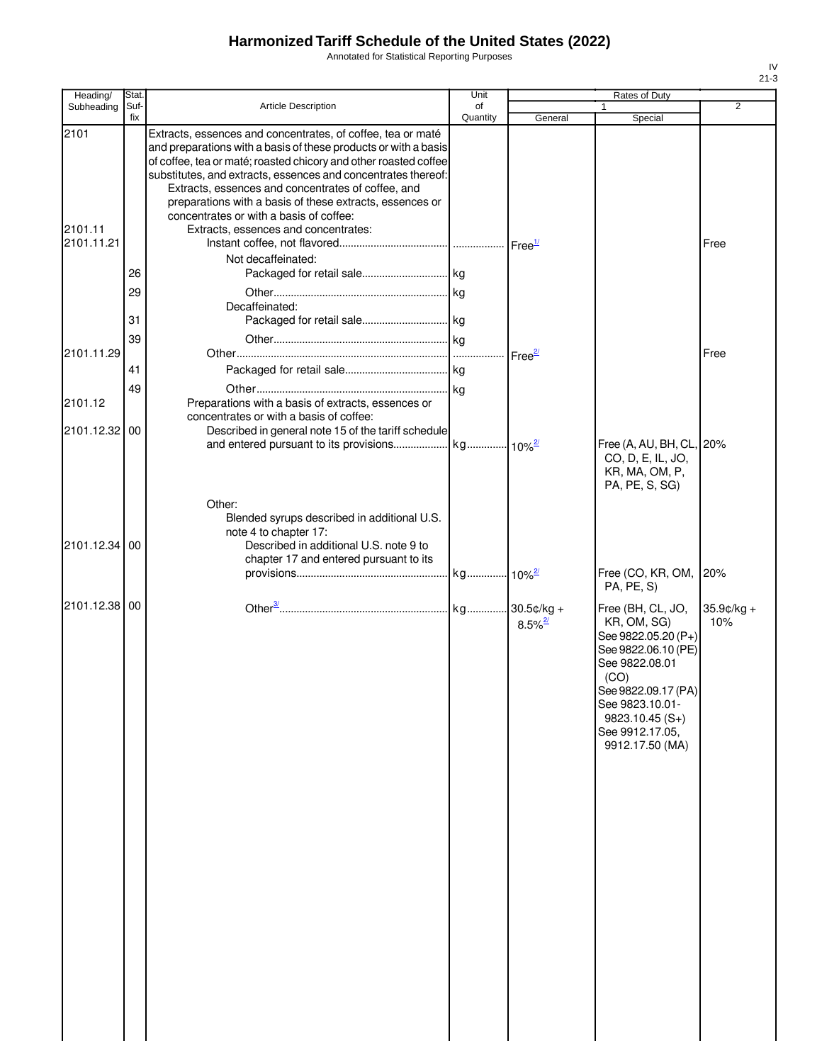# Harmonized Tariff Schedule of the United States (2022)

Annotated for Statistical Reporting Purposes

IV
21-3

| Heading/ Subheading | Stat. Suf- fix | Article Description | Unit of Quantity | Rates of Duty 1 General | Rates of Duty 1 Special | Rates of Duty 2 |
|---|---|---|---|---|---|---|
| 2101 | | Extracts, essences and concentrates, of coffee, tea or maté and preparations with a basis of these products or with a basis of coffee, tea or maté; roasted chicory and other roasted coffee substitutes, and extracts, essences and concentrates thereof: | | | | |
| | | Extracts, essences and concentrates of coffee, and preparations with a basis of these extracts, essences or concentrates or with a basis of coffee: | | | | |
| 2101.11 | | Extracts, essences and concentrates: | | | | |
| 2101.11.21 | | Instant coffee, not flavored | | Free[1/] | | Free |
| | | Not decaffeinated: | | | | |
| | 26 | Packaged for retail sale | kg | | | |
| | 29 | Other | kg | | | |
| | | Decaffeinated: | | | | |
| | 31 | Packaged for retail sale | kg | | | |
| | 39 | Other | kg | | | |
| 2101.11.29 | | Other | | Free[2/] | | Free |
| | 41 | Packaged for retail sale | kg | | | |
| | 49 | Other | kg | | | |
| 2101.12 | | Preparations with a basis of extracts, essences or concentrates or with a basis of coffee: | | | | |
| 2101.12.32 | 00 | Described in general note 15 of the tariff schedule and entered pursuant to its provisions | kg | 10%[2/] | Free (A, AU, BH, CL, CO, D, E, IL, JO, KR, MA, OM, P, PA, PE, S, SG) | 20% |
| | | Other: | | | | |
| | | Blended syrups described in additional U.S. note 4 to chapter 17: | | | | |
| 2101.12.34 | 00 | Described in additional U.S. note 9 to chapter 17 and entered pursuant to its provisions | kg | 10%[2/] | Free (CO, KR, OM, PA, PE, S) | 20% |
| 2101.12.38 | 00 | Other[3/] | kg | 30.5¢/kg + 8.5%[2/] | Free (BH, CL, JO, KR, OM, SG) See 9822.05.20 (P+) See 9822.06.10 (PE) See 9822.08.01 (CO) See 9822.09.17 (PA) See 9823.10.01-9823.10.45 (S+) See 9912.17.05, 9912.17.50 (MA) | 35.9¢/kg + 10% |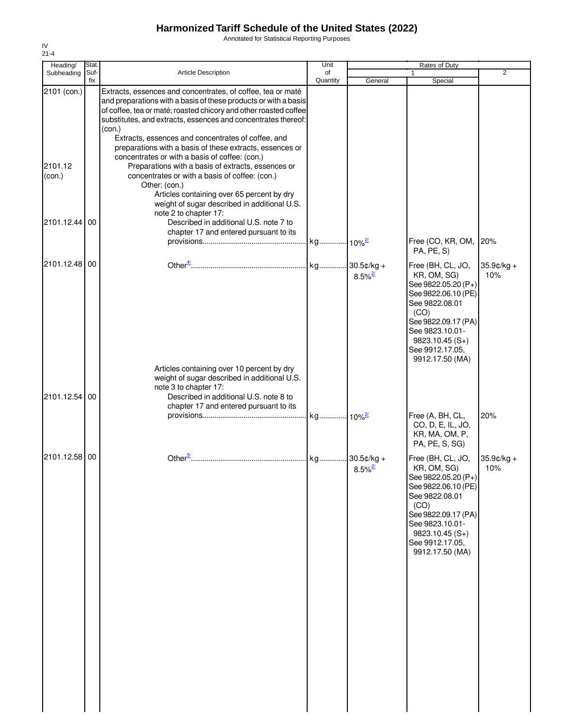# Harmonized Tariff Schedule of the United States (2022)

Annotated for Statistical Reporting Purposes

IV
21-4

| Heading/ Subheading | Stat. Suf- fix | Article Description | Unit of Quantity | Rates of Duty 1 General | Special | 2 |
|---|---|---|---|---|---|---|
| 2101 (con.) | | Extracts, essences and concentrates, of coffee, tea or maté and preparations with a basis of these products or with a basis of coffee, tea or maté; roasted chicory and other roasted coffee substitutes, and extracts, essences and concentrates thereof: (con.) | | | | |
| | | Extracts, essences and concentrates of coffee, and preparations with a basis of these extracts, essences or concentrates or with a basis of coffee: (con.) | | | | |
| 2101.12 (con.) | | Preparations with a basis of extracts, essences or concentrates or with a basis of coffee: (con.) | | | | |
| | | Other: (con.) | | | | |
| | | Articles containing over 65 percent by dry weight of sugar described in additional U.S. note 2 to chapter 17: | | | | |
| 2101.12.44 | 00 | Described in additional U.S. note 7 to chapter 17 and entered pursuant to its provisions | kg | 10%[2/] | Free (CO, KR, OM, PA, PE, S) | 20% |
| 2101.12.48 | 00 | Other[4/] | kg | 30.5¢/kg + 8.5%[2/] | Free (BH, CL, JO, KR, OM, SG) See 9822.05.20 (P+) See 9822.06.10 (PE) See 9822.08.01 (CO) See 9822.09.17 (PA) See 9823.10.01-9823.10.45 (S+) See 9912.17.05, 9912.17.50 (MA) | 35.9¢/kg + 10% |
| | | Articles containing over 10 percent by dry weight of sugar described in additional U.S. note 3 to chapter 17: | | | | |
| 2101.12.54 | 00 | Described in additional U.S. note 8 to chapter 17 and entered pursuant to its provisions | kg | 10%[2/] | Free (A, BH, CL, CO, D, E, IL, JO, KR, MA, OM, P, PA, PE, S, SG) | 20% |
| 2101.12.58 | 00 | Other[5/] | kg | 30.5¢/kg + 8.5%[2/] | Free (BH, CL, JO, KR, OM, SG) See 9822.05.20 (P+) See 9822.06.10 (PE) See 9822.08.01 (CO) See 9822.09.17 (PA) See 9823.10.01-9823.10.45 (S+) See 9912.17.05, 9912.17.50 (MA) | 35.9¢/kg + 10% |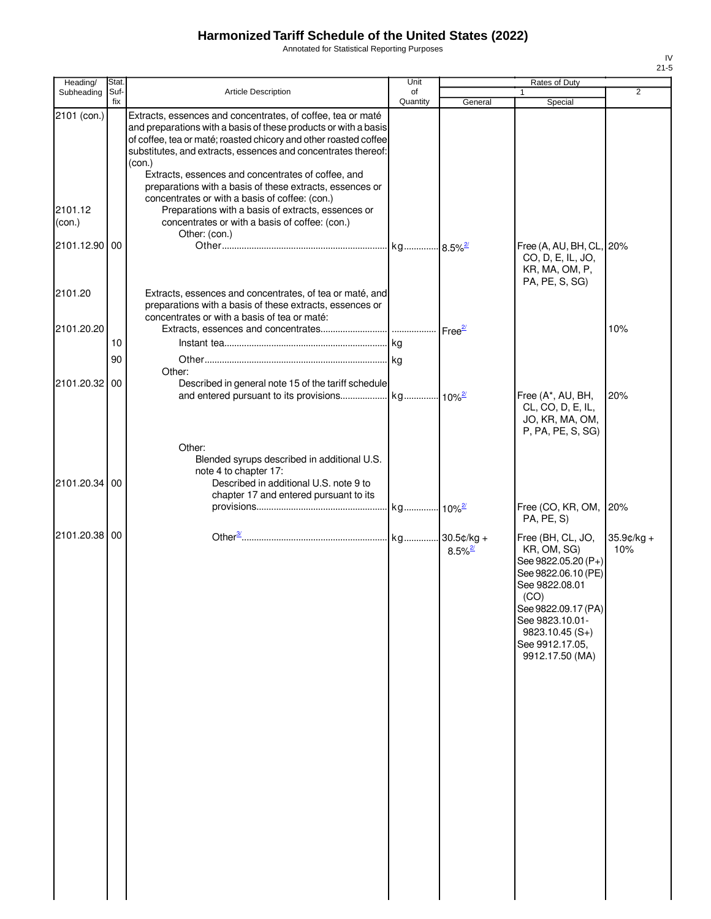# Harmonized Tariff Schedule of the United States (2022)

Annotated for Statistical Reporting Purposes

IV
21-5

| Heading/ Subheading | Stat. Suf- fix | Article Description | Unit of Quantity | Rates of Duty 1 General | Special | 2 |
|---|---|---|---|---|---|---|
| 2101 (con.) | | Extracts, essences and concentrates, of coffee, tea or maté and preparations with a basis of these products or with a basis of coffee, tea or maté; roasted chicory and other roasted coffee substitutes, and extracts, essences and concentrates thereof: (con.) | | | | |
| | | Extracts, essences and concentrates of coffee, and preparations with a basis of these extracts, essences or concentrates or with a basis of coffee: (con.) | | | | |
| 2101.12 (con.) | | Preparations with a basis of extracts, essences or concentrates or with a basis of coffee: (con.) | | | | |
| | | Other: (con.) | | | | |
| 2101.12.90 | 00 | Other | kg | 8.5%[2/] | Free (A, AU, BH, CL, CO, D, E, IL, JO, KR, MA, OM, P, PA, PE, S, SG) | 20% |
| 2101.20 | | Extracts, essences and concentrates, of tea or maté, and preparations with a basis of these extracts, essences or concentrates or with a basis of tea or maté: | | | | |
| 2101.20.20 | | Extracts, essences and concentrates | | Free[2/] | | 10% |
| | 10 | Instant tea | kg | | | |
| | 90 | Other | kg | | | |
| | | Other: | | | | |
| 2101.20.32 | 00 | Described in general note 15 of the tariff schedule and entered pursuant to its provisions | kg | 10%[2/] | Free (A*, AU, BH, CL, CO, D, E, IL, JO, KR, MA, OM, P, PA, PE, S, SG) | 20% |
| | | Other: | | | | |
| | | Blended syrups described in additional U.S. note 4 to chapter 17: | | | | |
| 2101.20.34 | 00 | Described in additional U.S. note 9 to chapter 17 and entered pursuant to its provisions | kg | 10%[2/] | Free (CO, KR, OM, PA, PE, S) | 20% |
| 2101.20.38 | 00 | Other[3/] | kg | 30.5¢/kg + 8.5%[2/] | Free (BH, CL, JO, KR, OM, SG) See 9822.05.20 (P+) See 9822.06.10 (PE) See 9822.08.01 (CO) See 9822.09.17 (PA) See 9823.10.01-9823.10.45 (S+) See 9912.17.05, 9912.17.50 (MA) | 35.9¢/kg + 10% |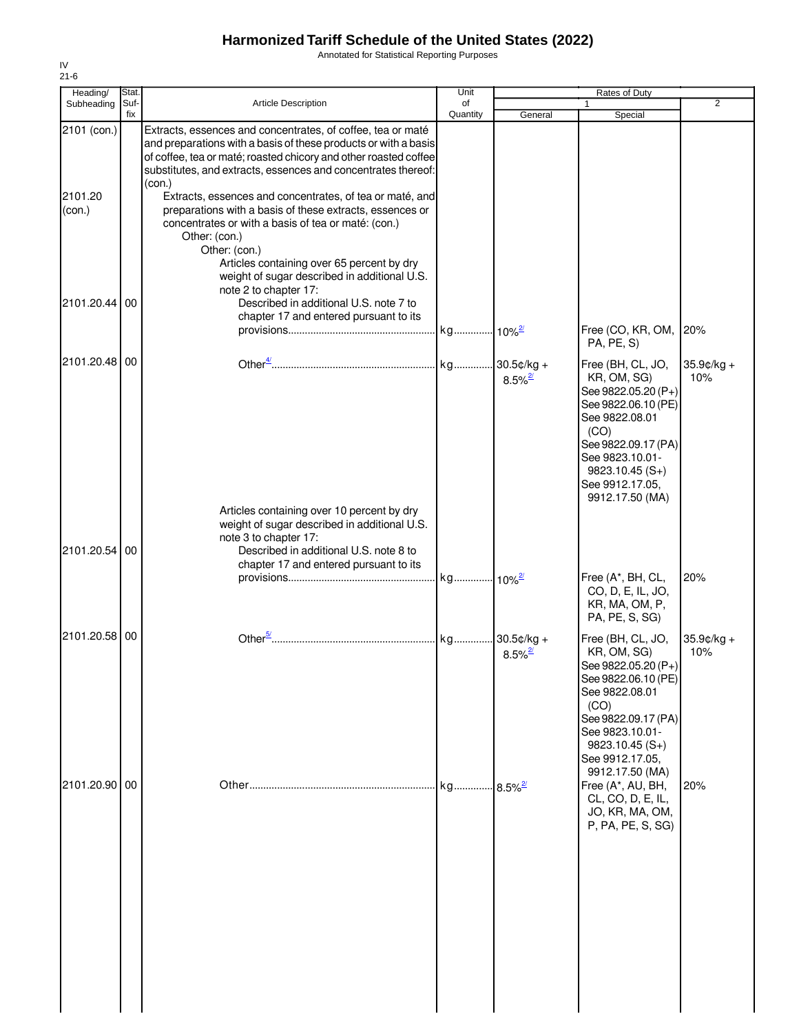# Harmonized Tariff Schedule of the United States (2022)

Annotated for Statistical Reporting Purposes

IV
21-6

| Heading/ Subheading | Stat. Suf- fix | Article Description | Unit of Quantity | Rates of Duty 1 General | Special | 2 |
|---|---|---|---|---|---|---|
| 2101 (con.) | | Extracts, essences and concentrates, of coffee, tea or maté and preparations with a basis of these products or with a basis of coffee, tea or maté; roasted chicory and other roasted coffee substitutes, and extracts, essences and concentrates thereof: (con.) | | | | |
| 2101.20 (con.) | | Extracts, essences and concentrates, of tea or maté, and preparations with a basis of these extracts, essences or concentrates or with a basis of tea or maté: (con.) | | | | |
| | | Other: (con.) | | | | |
| | | Other: (con.) | | | | |
| | | Articles containing over 65 percent by dry weight of sugar described in additional U.S. note 2 to chapter 17: | | | | |
| 2101.20.44 | 00 | Described in additional U.S. note 7 to chapter 17 and entered pursuant to its provisions | kg | 10%[2/] | Free (CO, KR, OM, PA, PE, S) | 20% |
| 2101.20.48 | 00 | Other[4/] | kg | 30.5¢/kg + 8.5%[2/] | Free (BH, CL, JO, KR, OM, SG) See 9822.05.20 (P+) See 9822.06.10 (PE) See 9822.08.01 (CO) See 9822.09.17 (PA) See 9823.10.01-9823.10.45 (S+) See 9912.17.05, 9912.17.50 (MA) | 35.9¢/kg + 10% |
| | | Articles containing over 10 percent by dry weight of sugar described in additional U.S. note 3 to chapter 17: | | | | |
| 2101.20.54 | 00 | Described in additional U.S. note 8 to chapter 17 and entered pursuant to its provisions | kg | 10%[2/] | Free (A*, BH, CL, CO, D, E, IL, JO, KR, MA, OM, P, PA, PE, S, SG) | 20% |
| 2101.20.58 | 00 | Other[5/] | kg | 30.5¢/kg + 8.5%[2/] | Free (BH, CL, JO, KR, OM, SG) See 9822.05.20 (P+) See 9822.06.10 (PE) See 9822.08.01 (CO) See 9822.09.17 (PA) See 9823.10.01-9823.10.45 (S+) See 9912.17.05, 9912.17.50 (MA) | 35.9¢/kg + 10% |
| 2101.20.90 | 00 | Other | kg | 8.5%[2/] | Free (A*, AU, BH, CL, CO, D, E, IL, JO, KR, MA, OM, P, PA, PE, S, SG) | 20% |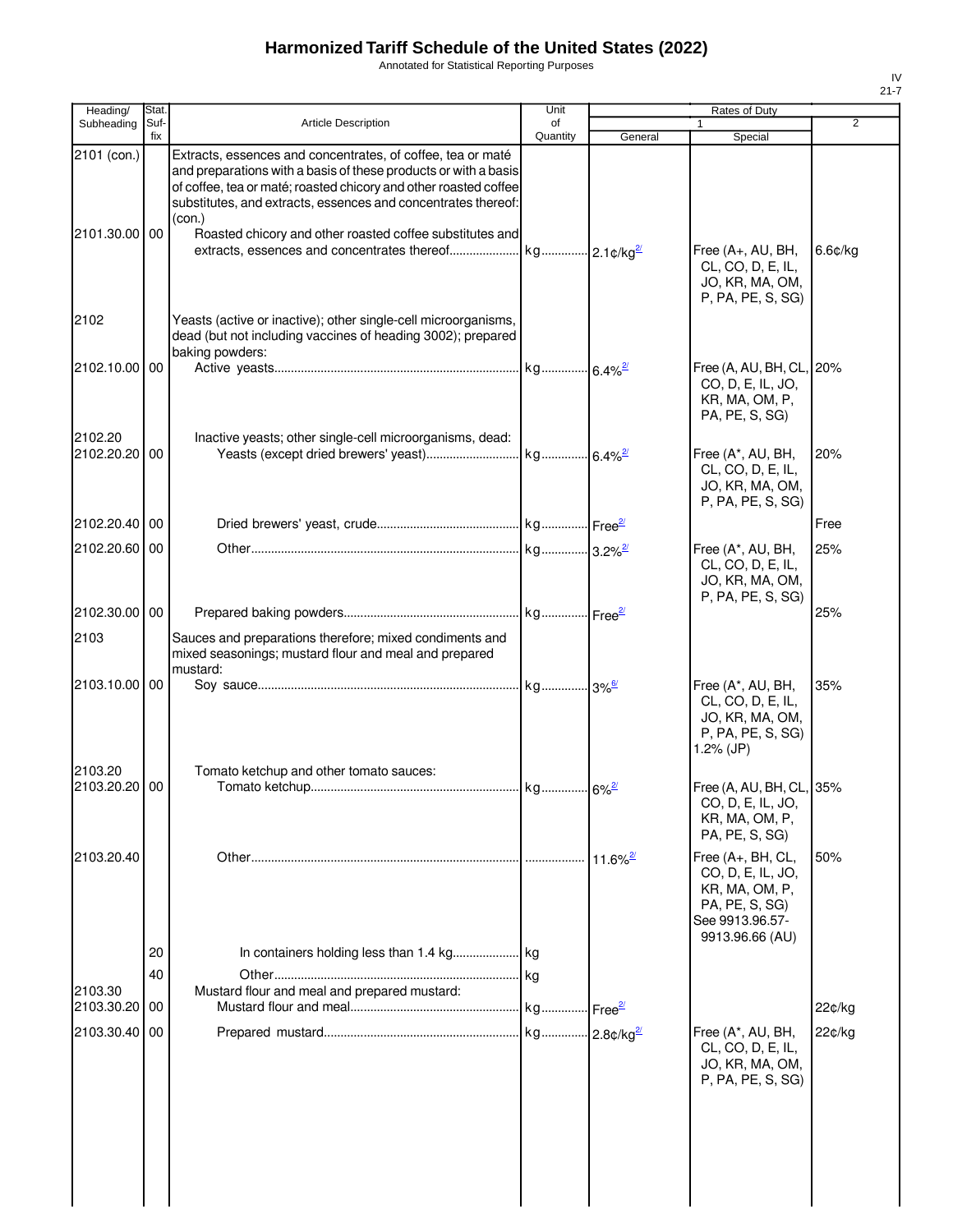# Harmonized Tariff Schedule of the United States (2022)

Annotated for Statistical Reporting Purposes

IV
21-7

| Heading/ Subheading | Stat. Suf- fix | Article Description | Unit of Quantity | Rates of Duty 1 General | Special | 2 |
|---|---|---|---|---|---|---|
| 2101 (con.) | | Extracts, essences and concentrates, of coffee, tea or maté and preparations with a basis of these products or with a basis of coffee, tea or maté; roasted chicory and other roasted coffee substitutes, and extracts, essences and concentrates thereof: (con.) | | | | |
| 2101.30.00 | 00 | Roasted chicory and other roasted coffee substitutes and extracts, essences and concentrates thereof | kg | 2.1¢/kg[2/] | Free (A+, AU, BH, CL, CO, D, E, IL, JO, KR, MA, OM, P, PA, PE, S, SG) | 6.6¢/kg |
| 2102 | | Yeasts (active or inactive); other single-cell microorganisms, dead (but not including vaccines of heading 3002); prepared baking powders: | | | | |
| 2102.10.00 | 00 | Active yeasts | kg | 6.4%[2/] | Free (A, AU, BH, CL, CO, D, E, IL, JO, KR, MA, OM, P, PA, PE, S, SG) | 20% |
| 2102.20 | | Inactive yeasts; other single-cell microorganisms, dead: | | | | |
| 2102.20.20 | 00 | Yeasts (except dried brewers' yeast) | kg | 6.4%[2/] | Free (A*, AU, BH, CL, CO, D, E, IL, JO, KR, MA, OM, P, PA, PE, S, SG) | 20% |
| 2102.20.40 | 00 | Dried brewers' yeast, crude | kg | Free[2/] | | Free |
| 2102.20.60 | 00 | Other | kg | 3.2%[2/] | Free (A*, AU, BH, CL, CO, D, E, IL, JO, KR, MA, OM, P, PA, PE, S, SG) | 25% |
| 2102.30.00 | 00 | Prepared baking powders | kg | Free[2/] | | 25% |
| 2103 | | Sauces and preparations therefore; mixed condiments and mixed seasonings; mustard flour and meal and prepared mustard: | | | | |
| 2103.10.00 | 00 | Soy sauce | kg | 3%[6/] | Free (A*, AU, BH, CL, CO, D, E, IL, JO, KR, MA, OM, P, PA, PE, S, SG) 1.2% (JP) | 35% |
| 2103.20 | | Tomato ketchup and other tomato sauces: | | | | |
| 2103.20.20 | 00 | Tomato ketchup | kg | 6%[2/] | Free (A, AU, BH, CL, CO, D, E, IL, JO, KR, MA, OM, P, PA, PE, S, SG) | 35% |
| 2103.20.40 | | Other | | 11.6%[2/] | Free (A+, BH, CL, CO, D, E, IL, JO, KR, MA, OM, P, PA, PE, S, SG) See 9913.96.57-9913.96.66 (AU) | 50% |
| | 20 | In containers holding less than 1.4 kg | kg | | | |
| | 40 | Other | kg | | | |
| 2103.30 | | Mustard flour and meal and prepared mustard: | | | | |
| 2103.30.20 | 00 | Mustard flour and meal | kg | Free[2/] | | 22¢/kg |
| 2103.30.40 | 00 | Prepared mustard | kg | 2.8¢/kg[2/] | Free (A*, AU, BH, CL, CO, D, E, IL, JO, KR, MA, OM, P, PA, PE, S, SG) | 22¢/kg |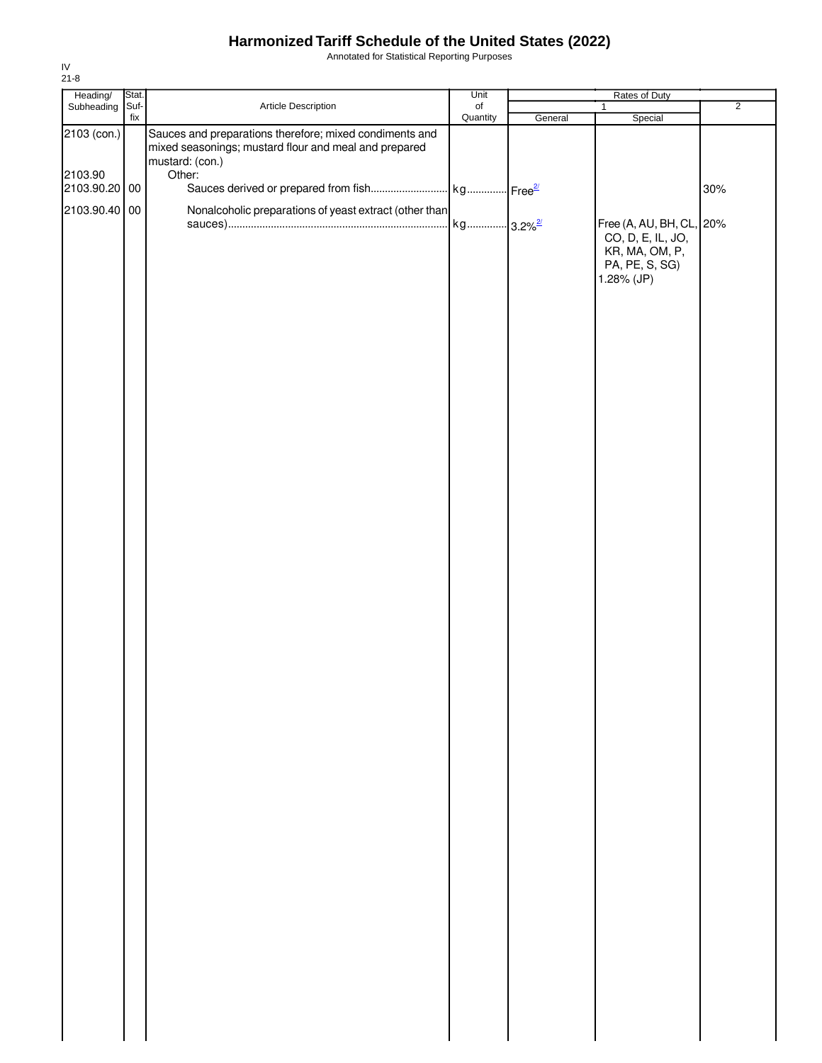# Harmonized Tariff Schedule of the United States (2022)

Annotated for Statistical Reporting Purposes

IV
21-8

| Heading/ Subheading | Stat. Suf-fix | Article Description | Unit of Quantity | Rates of Duty 1 General | Special | 2 |
|---|---|---|---|---|---|---|
| 2103 (con.) | | Sauces and preparations therefore; mixed condiments and mixed seasonings; mustard flour and meal and prepared mustard: (con.) | | | | |
| 2103.90 | | Other: | | | | |
| 2103.90.20 | 00 | Sauces derived or prepared from fish | kg | Free[2/] | | 30% |
| 2103.90.40 | 00 | Nonalcoholic preparations of yeast extract (other than sauces) | kg | 3.2%[2/] | Free (A, AU, BH, CL, CO, D, E, IL, JO, KR, MA, OM, P, PA, PE, S, SG) 1.28% (JP) | 20% |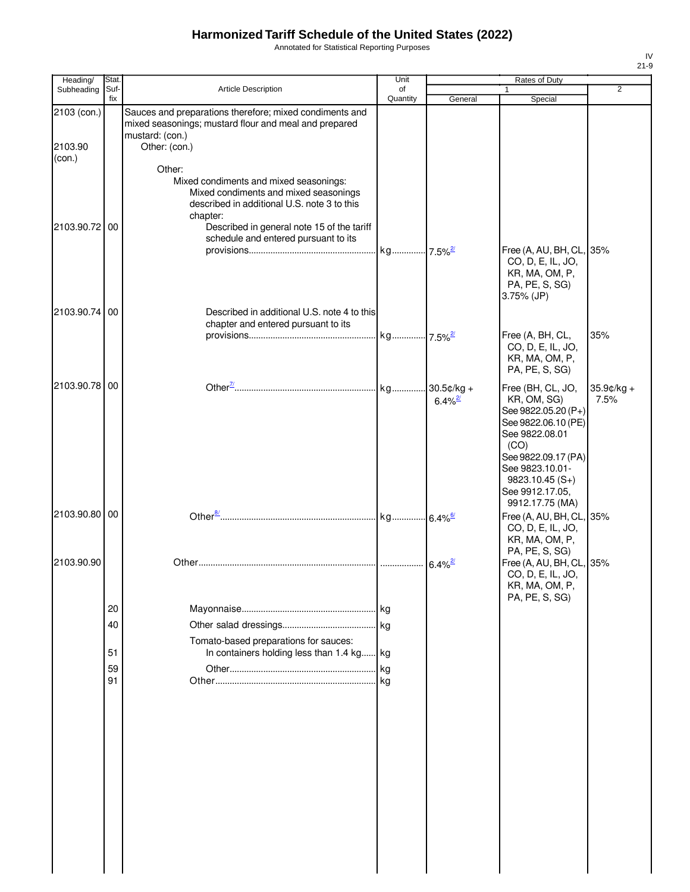# Harmonized Tariff Schedule of the United States (2022)

Annotated for Statistical Reporting Purposes

IV
21-9

| Heading/ Subheading | Stat. Suf- fix | Article Description | Unit of Quantity | Rates of Duty 1 General | Special | 2 |
|---|---|---|---|---|---|---|
| 2103 (con.) | | Sauces and preparations therefore; mixed condiments and mixed seasonings; mustard flour and meal and prepared mustard: (con.) | | | | |
| 2103.90 (con.) | | Other: (con.) | | | | |
| | | Other: | | | | |
| | | Mixed condiments and mixed seasonings: | | | | |
| | | Mixed condiments and mixed seasonings described in additional U.S. note 3 to this chapter: | | | | |
| 2103.90.72 | 00 | Described in general note 15 of the tariff schedule and entered pursuant to its provisions | kg | 7.5%[2/] | Free (A, AU, BH, CL, CO, D, E, IL, JO, KR, MA, OM, P, PA, PE, S, SG) 3.75% (JP) | 35% |
| 2103.90.74 | 00 | Described in additional U.S. note 4 to this chapter and entered pursuant to its provisions | kg | 7.5%[2/] | Free (A, BH, CL, CO, D, E, IL, JO, KR, MA, OM, P, PA, PE, S, SG) | 35% |
| 2103.90.78 | 00 | Other[7/] | kg | 30.5¢/kg + 6.4%[2/] | Free (BH, CL, JO, KR, OM, SG) See 9822.05.20 (P+) See 9822.06.10 (PE) See 9822.08.01 (CO) See 9822.09.17 (PA) See 9823.10.01-9823.10.45 (S+) See 9912.17.05, 9912.17.75 (MA) | 35.9¢/kg + 7.5% |
| 2103.90.80 | 00 | Other[8/] | kg | 6.4%[6/] | Free (A, AU, BH, CL, CO, D, E, IL, JO, KR, MA, OM, P, PA, PE, S, SG) | 35% |
| 2103.90.90 | | Other | | 6.4%[2/] | Free (A, AU, BH, CL, CO, D, E, IL, JO, KR, MA, OM, P, PA, PE, S, SG) | 35% |
| | 20 | Mayonnaise | kg | | | |
| | 40 | Other salad dressings | kg | | | |
| | | Tomato-based preparations for sauces: | | | | |
| | 51 | In containers holding less than 1.4 kg | kg | | | |
| | 59 | Other | kg | | | |
| | 91 | Other | kg | | | |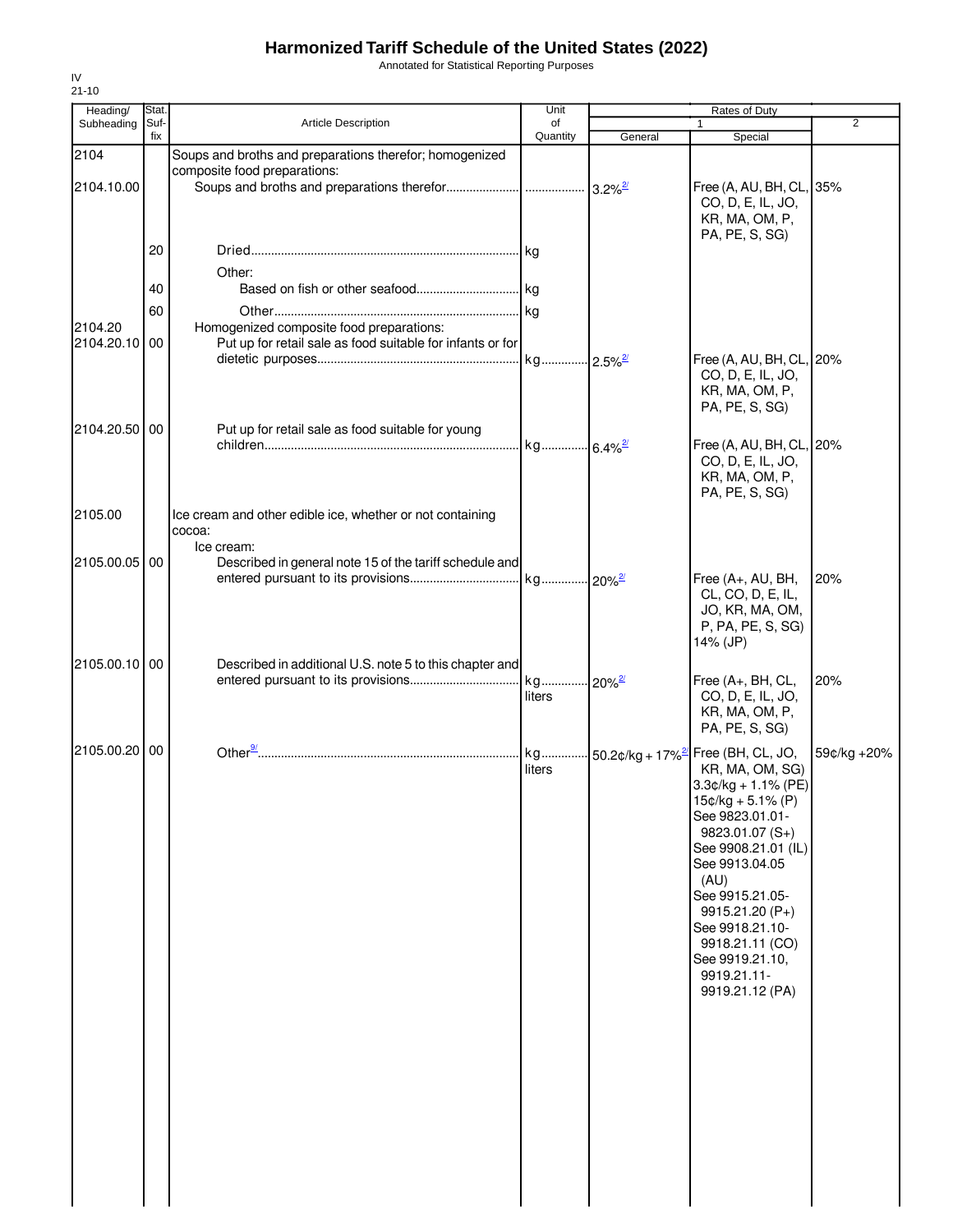# Harmonized Tariff Schedule of the United States (2022)

Annotated for Statistical Reporting Purposes

IV
21-10

| Heading/ Subheading | Stat. Suf- fix | Article Description | Unit of Quantity | Rates of Duty 1 General | Rates of Duty 1 Special | Rates of Duty 2 |
|---|---|---|---|---|---|---|
| 2104 | | Soups and broths and preparations therefor; homogenized composite food preparations: | | | | |
| 2104.10.00 | | Soups and broths and preparations therefor | | 3.2%[2/] | Free (A, AU, BH, CL, CO, D, E, IL, JO, KR, MA, OM, P, PA, PE, S, SG) | 35% |
| | 20 | Dried | kg | | | |
| | | Other: | | | | |
| | 40 | Based on fish or other seafood | kg | | | |
| | 60 | Other | kg | | | |
| 2104.20 | | Homogenized composite food preparations: | | | | |
| 2104.20.10 | 00 | Put up for retail sale as food suitable for infants or for dietetic purposes | kg | 2.5%[2/] | Free (A, AU, BH, CL, CO, D, E, IL, JO, KR, MA, OM, P, PA, PE, S, SG) | 20% |
| 2104.20.50 | 00 | Put up for retail sale as food suitable for young children | kg | 6.4%[2/] | Free (A, AU, BH, CL, CO, D, E, IL, JO, KR, MA, OM, P, PA, PE, S, SG) | 20% |
| 2105.00 | | Ice cream and other edible ice, whether or not containing cocoa: | | | | |
| | | Ice cream: | | | | |
| 2105.00.05 | 00 | Described in general note 15 of the tariff schedule and entered pursuant to its provisions | kg | 20%[2/] | Free (A+, AU, BH, CL, CO, D, E, IL, JO, KR, MA, OM, P, PA, PE, S, SG) 14% (JP) | 20% |
| 2105.00.10 | 00 | Described in additional U.S. note 5 to this chapter and entered pursuant to its provisions | kg liters | 20%[2/] | Free (A+, BH, CL, CO, D, E, IL, JO, KR, MA, OM, P, PA, PE, S, SG) | 20% |
| 2105.00.20 | 00 | Other[9/] | kg liters | 50.2¢/kg + 17%[2/] | Free (BH, CL, JO, KR, MA, OM, SG) 3.3¢/kg + 1.1% (PE) 15¢/kg + 5.1% (P) See 9823.01.01-9823.01.07 (S+) See 9908.21.01 (IL) See 9913.04.05 (AU) See 9915.21.05-9915.21.20 (P+) See 9918.21.10-9918.21.11 (CO) See 9919.21.10, 9919.21.11-9919.21.12 (PA) | 59¢/kg +20% |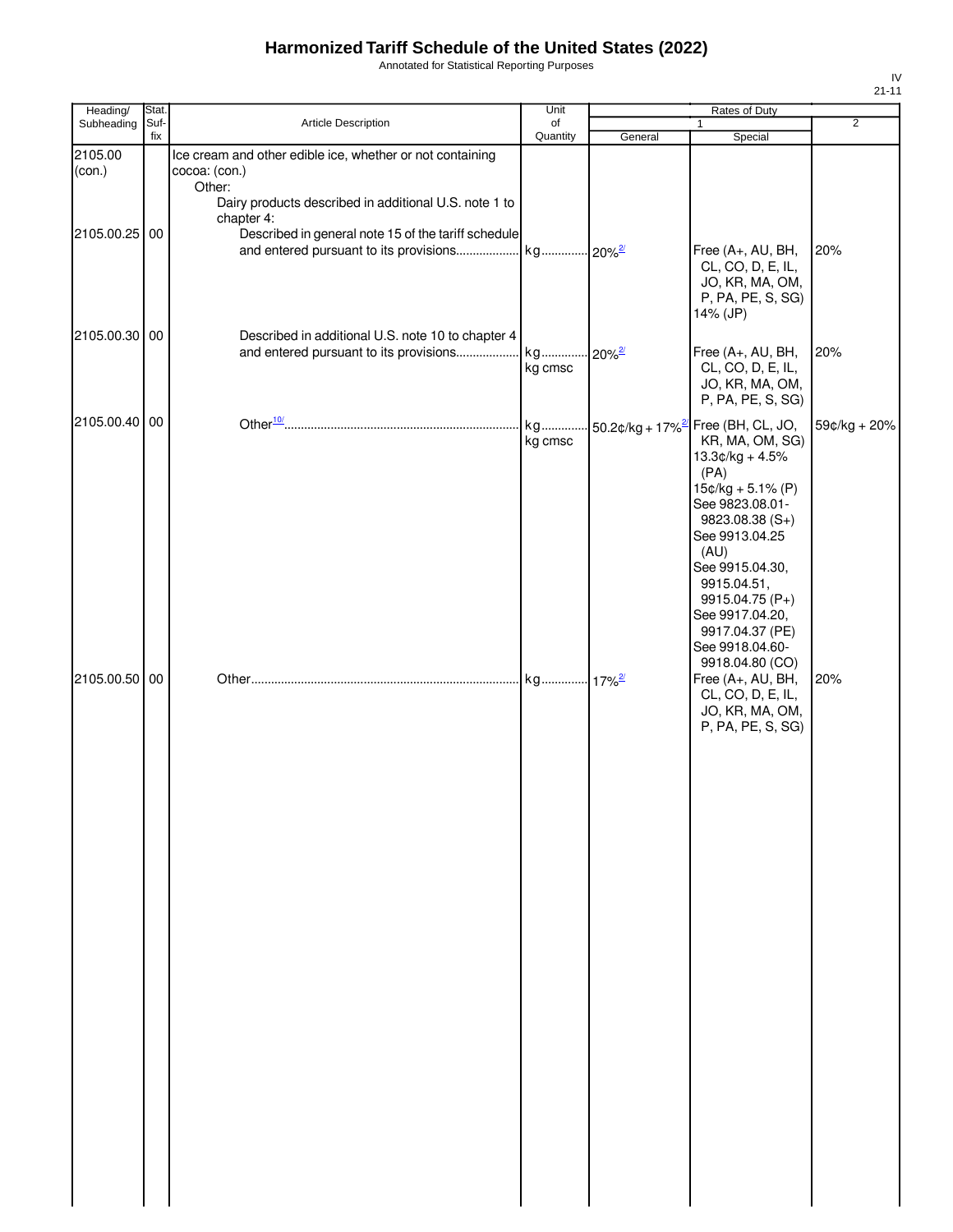# Harmonized Tariff Schedule of the United States (2022)

Annotated for Statistical Reporting Purposes

IV
21-11

| Heading/ Subheading | Stat. Suf- fix | Article Description | Unit of Quantity | Rates of Duty 1 General | Special | 2 |
|---|---|---|---|---|---|---|
| 2105.00 (con.) | | Ice cream and other edible ice, whether or not containing cocoa: (con.) | | | | |
| | | Other: | | | | |
| | | Dairy products described in additional U.S. note 1 to chapter 4: | | | | |
| 2105.00.25 | 00 | Described in general note 15 of the tariff schedule and entered pursuant to its provisions | kg | 20%[2/] | Free (A+, AU, BH, CL, CO, D, E, IL, JO, KR, MA, OM, P, PA, PE, S, SG) 14% (JP) | 20% |
| 2105.00.30 | 00 | Described in additional U.S. note 10 to chapter 4 and entered pursuant to its provisions | kg kg cmsc | 20%[2/] | Free (A+, AU, BH, CL, CO, D, E, IL, JO, KR, MA, OM, P, PA, PE, S, SG) | 20% |
| 2105.00.40 | 00 | Other[10/] | kg kg cmsc | 50.2¢/kg + 17%[2/] | Free (BH, CL, JO, KR, MA, OM, SG) 13.3¢/kg + 4.5% (PA) 15¢/kg + 5.1% (P) See 9823.08.01-9823.08.38 (S+) See 9913.04.25 (AU) See 9915.04.30, 9915.04.51, 9915.04.75 (P+) See 9917.04.20, 9917.04.37 (PE) See 9918.04.60-9918.04.80 (CO) | 59¢/kg + 20% |
| 2105.00.50 | 00 | Other | kg | 17%[2/] | Free (A+, AU, BH, CL, CO, D, E, IL, JO, KR, MA, OM, P, PA, PE, S, SG) | 20% |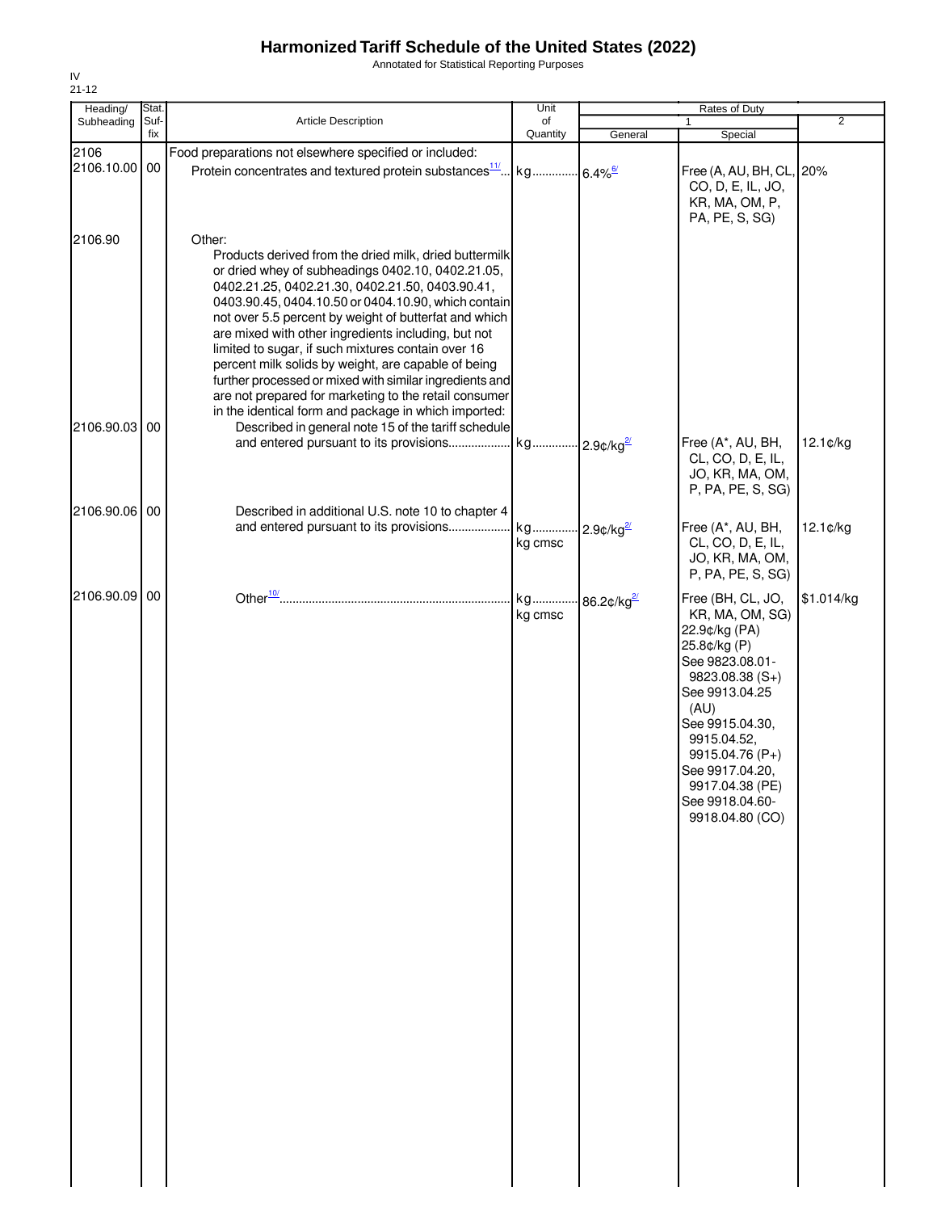# Harmonized Tariff Schedule of the United States (2022)

Annotated for Statistical Reporting Purposes

IV
21-12

| Heading/ Subheading | Stat. Suf-fix | Article Description | Unit of Quantity | Rates of Duty 1 General | Special | 2 |
|---|---|---|---|---|---|---|
| 2106 | | Food preparations not elsewhere specified or included: | | | | |
| 2106.10.00 | 00 | Protein concentrates and textured protein substances[11/] | kg | 6.4%[6/] | Free (A, AU, BH, CL, CO, D, E, IL, JO, KR, MA, OM, P, PA, PE, S, SG) | 20% |
| 2106.90 | | Other: | | | | |
| | | Products derived from the dried milk, dried buttermilk or dried whey of subheadings 0402.10, 0402.21.05, 0402.21.25, 0402.21.30, 0402.21.50, 0403.90.41, 0403.90.45, 0404.10.50 or 0404.10.90, which contain not over 5.5 percent by weight of butterfat and which are mixed with other ingredients including, but not limited to sugar, if such mixtures contain over 16 percent milk solids by weight, are capable of being further processed or mixed with similar ingredients and are not prepared for marketing to the retail consumer in the identical form and package in which imported: | | | | |
| 2106.90.03 | 00 | Described in general note 15 of the tariff schedule and entered pursuant to its provisions | kg | 2.9¢/kg[2/] | Free (A*, AU, BH, CL, CO, D, E, IL, JO, KR, MA, OM, P, PA, PE, S, SG) | 12.1¢/kg |
| 2106.90.06 | 00 | Described in additional U.S. note 10 to chapter 4 and entered pursuant to its provisions | kg<br>kg cmsc | 2.9¢/kg[2/] | Free (A*, AU, BH, CL, CO, D, E, IL, JO, KR, MA, OM, P, PA, PE, S, SG) | 12.1¢/kg |
| 2106.90.09 | 00 | Other[10/] | kg<br>kg cmsc | 86.2¢/kg[2/] | Free (BH, CL, JO, KR, MA, OM, SG)<br>22.9¢/kg (PA)<br>25.8¢/kg (P)<br>See 9823.08.01-9823.08.38 (S+)<br>See 9913.04.25 (AU)<br>See 9915.04.30, 9915.04.52, 9915.04.76 (P+)<br>See 9917.04.20, 9917.04.38 (PE)<br>See 9918.04.60-9918.04.80 (CO) | $1.014/kg |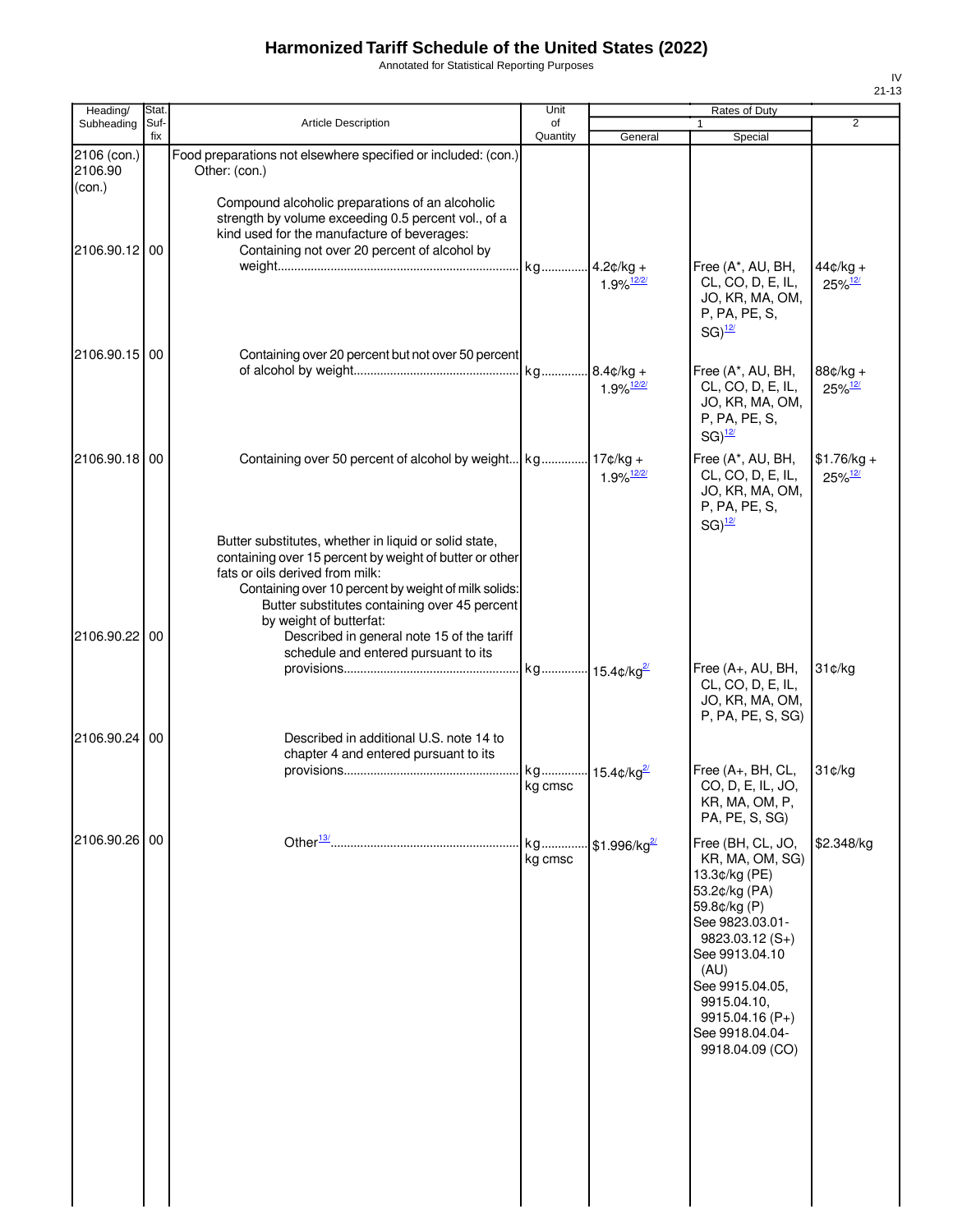# Harmonized Tariff Schedule of the United States (2022)

Annotated for Statistical Reporting Purposes

IV
21-13

| Heading/ Subheading | Stat. Suf- fix | Article Description | Unit of Quantity | Rates of Duty 1 General | Rates of Duty 1 Special | Rates of Duty 2 |
|---|---|---|---|---|---|---|
| 2106 (con.) 2106.90 (con.) | | Food preparations not elsewhere specified or included: (con.) Other: (con.) | | | | |
| | | Compound alcoholic preparations of an alcoholic strength by volume exceeding 0.5 percent vol., of a kind used for the manufacture of beverages: | | | | |
| 2106.90.12 | 00 | Containing not over 20 percent of alcohol by weight | kg | 4.2¢/kg + 1.9%[12/2/] | Free (A*, AU, BH, CL, CO, D, E, IL, JO, KR, MA, OM, P, PA, PE, S, SG)[12/] | 44¢/kg + 25%[12/] |
| 2106.90.15 | 00 | Containing over 20 percent but not over 50 percent of alcohol by weight | kg | 8.4¢/kg + 1.9%[12/2/] | Free (A*, AU, BH, CL, CO, D, E, IL, JO, KR, MA, OM, P, PA, PE, S, SG)[12/] | 88¢/kg + 25%[12/] |
| 2106.90.18 | 00 | Containing over 50 percent of alcohol by weight | kg | 17¢/kg + 1.9%[12/2/] | Free (A*, AU, BH, CL, CO, D, E, IL, JO, KR, MA, OM, P, PA, PE, S, SG)[12/] | $1.76/kg + 25%[12/] |
| | | Butter substitutes, whether in liquid or solid state, containing over 15 percent by weight of butter or other fats or oils derived from milk: | | | | |
| | | Containing over 10 percent by weight of milk solids: | | | | |
| | | Butter substitutes containing over 45 percent by weight of butterfat: | | | | |
| 2106.90.22 | 00 | Described in general note 15 of the tariff schedule and entered pursuant to its provisions | kg | 15.4¢/kg[2/] | Free (A+, AU, BH, CL, CO, D, E, IL, JO, KR, MA, OM, P, PA, PE, S, SG) | 31¢/kg |
| 2106.90.24 | 00 | Described in additional U.S. note 14 to chapter 4 and entered pursuant to its provisions | kg kg cmsc | 15.4¢/kg[2/] | Free (A+, BH, CL, CO, D, E, IL, JO, KR, MA, OM, P, PA, PE, S, SG) | 31¢/kg |
| 2106.90.26 | 00 | Other[13/] | kg kg cmsc | $1.996/kg[2/] | Free (BH, CL, JO, KR, MA, OM, SG) 13.3¢/kg (PE) 53.2¢/kg (PA) 59.8¢/kg (P) See 9823.03.01-9823.03.12 (S+) See 9913.04.10 (AU) See 9915.04.05, 9915.04.10, 9915.04.16 (P+) See 9918.04.04-9918.04.09 (CO) | $2.348/kg |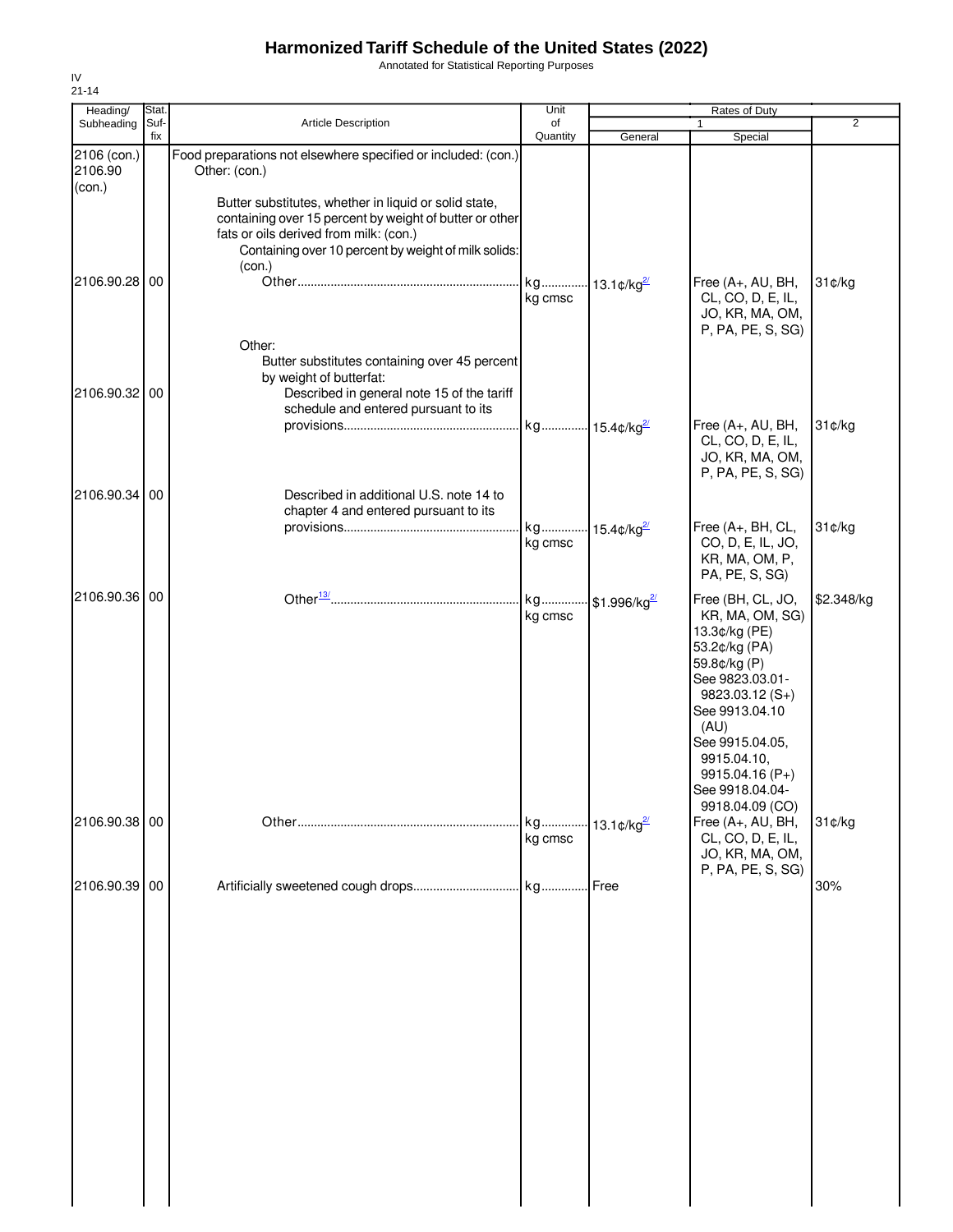# Harmonized Tariff Schedule of the United States (2022)

Annotated for Statistical Reporting Purposes

IV
21-14

| Heading/ Subheading | Stat. Suf- fix | Article Description | Unit of Quantity | Rates of Duty 1 General | Special | 2 |
|---|---|---|---|---|---|---|
| 2106 (con.) 2106.90 (con.) | | Food preparations not elsewhere specified or included: (con.) Other: (con.) | | | | |
| | | Butter substitutes, whether in liquid or solid state, containing over 15 percent by weight of butter or other fats or oils derived from milk: (con.) | | | | |
| | | Containing over 10 percent by weight of milk solids: (con.) | | | | |
| 2106.90.28 | 00 | Other | kg kg cmsc | 13.1¢/kg[2/] | Free (A+, AU, BH, CL, CO, D, E, IL, JO, KR, MA, OM, P, PA, PE, S, SG) | 31¢/kg |
| | | Other: | | | | |
| | | Butter substitutes containing over 45 percent by weight of butterfat: | | | | |
| 2106.90.32 | 00 | Described in general note 15 of the tariff schedule and entered pursuant to its provisions | kg | 15.4¢/kg[2/] | Free (A+, AU, BH, CL, CO, D, E, IL, JO, KR, MA, OM, P, PA, PE, S, SG) | 31¢/kg |
| 2106.90.34 | 00 | Described in additional U.S. note 14 to chapter 4 and entered pursuant to its provisions | kg kg cmsc | 15.4¢/kg[2/] | Free (A+, BH, CL, CO, D, E, IL, JO, KR, MA, OM, P, PA, PE, S, SG) | 31¢/kg |
| 2106.90.36 | 00 | Other[13/] | kg kg cmsc | \$1.996/kg[2/] | Free (BH, CL, JO, KR, MA, OM, SG) 13.3¢/kg (PE) 53.2¢/kg (PA) 59.8¢/kg (P) See 9823.03.01-9823.03.12 (S+) See 9913.04.10 (AU) See 9915.04.05, 9915.04.10, 9915.04.16 (P+) See 9918.04.04-9918.04.09 (CO) | \$2.348/kg |
| 2106.90.38 | 00 | Other | kg kg cmsc | 13.1¢/kg[2/] | Free (A+, AU, BH, CL, CO, D, E, IL, JO, KR, MA, OM, P, PA, PE, S, SG) | 31¢/kg |
| 2106.90.39 | 00 | Artificially sweetened cough drops | kg | Free | | 30% |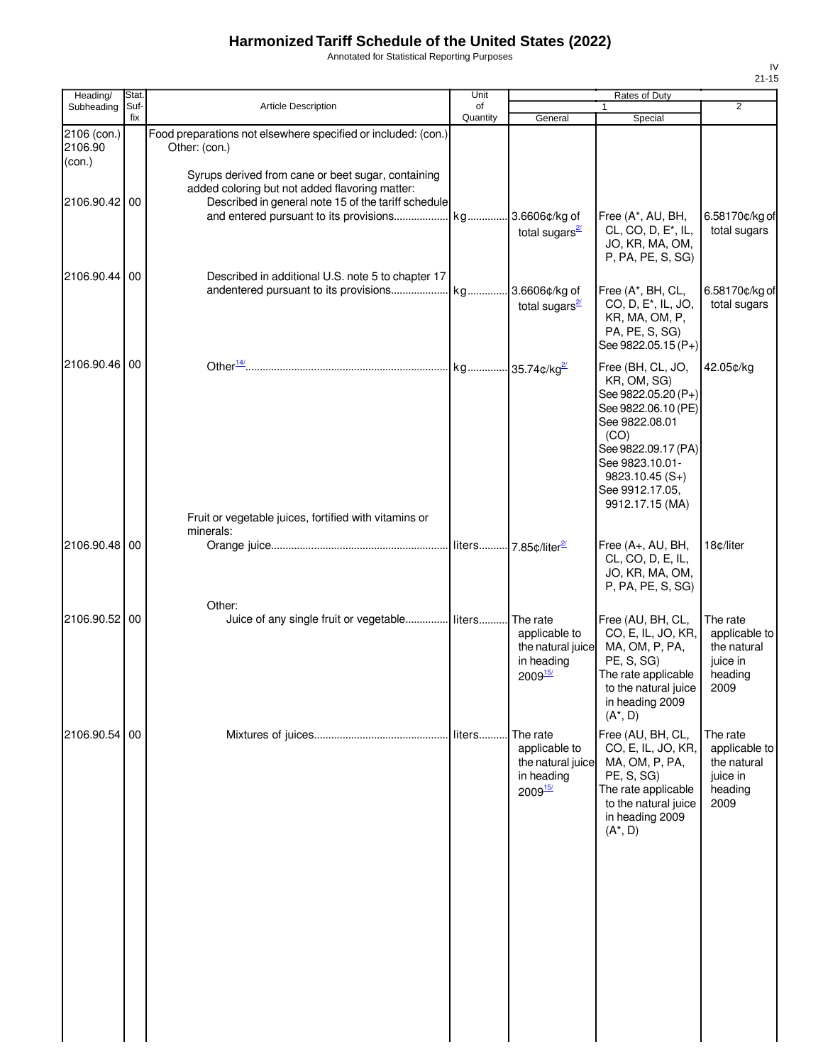# Harmonized Tariff Schedule of the United States (2022)

Annotated for Statistical Reporting Purposes

IV
21-15

| Heading/ Subheading | Stat. Suf- fix | Article Description | Unit of Quantity | Rates of Duty 1 General | Special | 2 |
|---|---|---|---|---|---|---|
| 2106 (con.) 2106.90 (con.) | | Food preparations not elsewhere specified or included: (con.) Other: (con.) | | | | |
| | | Syrups derived from cane or beet sugar, containing added coloring but not added flavoring matter: | | | | |
| 2106.90.42 | 00 | Described in general note 15 of the tariff schedule and entered pursuant to its provisions.................. | kg | 3.6606¢/kg of total sugars[2/] | Free (A*, AU, BH, CL, CO, D, E*, IL, JO, KR, MA, OM, P, PA, PE, S, SG) | 6.58170¢/kg of total sugars |
| 2106.90.44 | 00 | Described in additional U.S. note 5 to chapter 17 andentered pursuant to its provisions.................... | kg | 3.6606¢/kg of total sugars[2/] | Free (A*, BH, CL, CO, D, E*, IL, JO, KR, MA, OM, P, PA, PE, S, SG) See 9822.05.15 (P+) | 6.58170¢/kg of total sugars |
| 2106.90.46 | 00 | Other[14/]........................................................ | kg | 35.74¢/kg[2/] | Free (BH, CL, JO, KR, OM, SG) See 9822.05.20 (P+) See 9822.06.10 (PE) See 9822.08.01 (CO) See 9822.09.17 (PA) See 9823.10.01-9823.10.45 (S+) See 9912.17.05, 9912.17.15 (MA) | 42.05¢/kg |
| | | Fruit or vegetable juices, fortified with vitamins or minerals: | | | | |
| 2106.90.48 | 00 | Orange juice............................................................ | liters | 7.85¢/liter[2/] | Free (A+, AU, BH, CL, CO, D, E, IL, JO, KR, MA, OM, P, PA, PE, S, SG) | 18¢/liter |
| | | Other: | | | | |
| 2106.90.52 | 00 | Juice of any single fruit or vegetable............... | liters | The rate applicable to the natural juice in heading 2009[15/] | Free (AU, BH, CL, CO, E, IL, JO, KR, MA, OM, P, PA, PE, S, SG) The rate applicable to the natural juice in heading 2009 (A*, D) | The rate applicable to the natural juice in heading 2009 |
| 2106.90.54 | 00 | Mixtures of juices.............................................. | liters | The rate applicable to the natural juice in heading 2009[15/] | Free (AU, BH, CL, CO, E, IL, JO, KR, MA, OM, P, PA, PE, S, SG) The rate applicable to the natural juice in heading 2009 (A*, D) | The rate applicable to the natural juice in heading 2009 |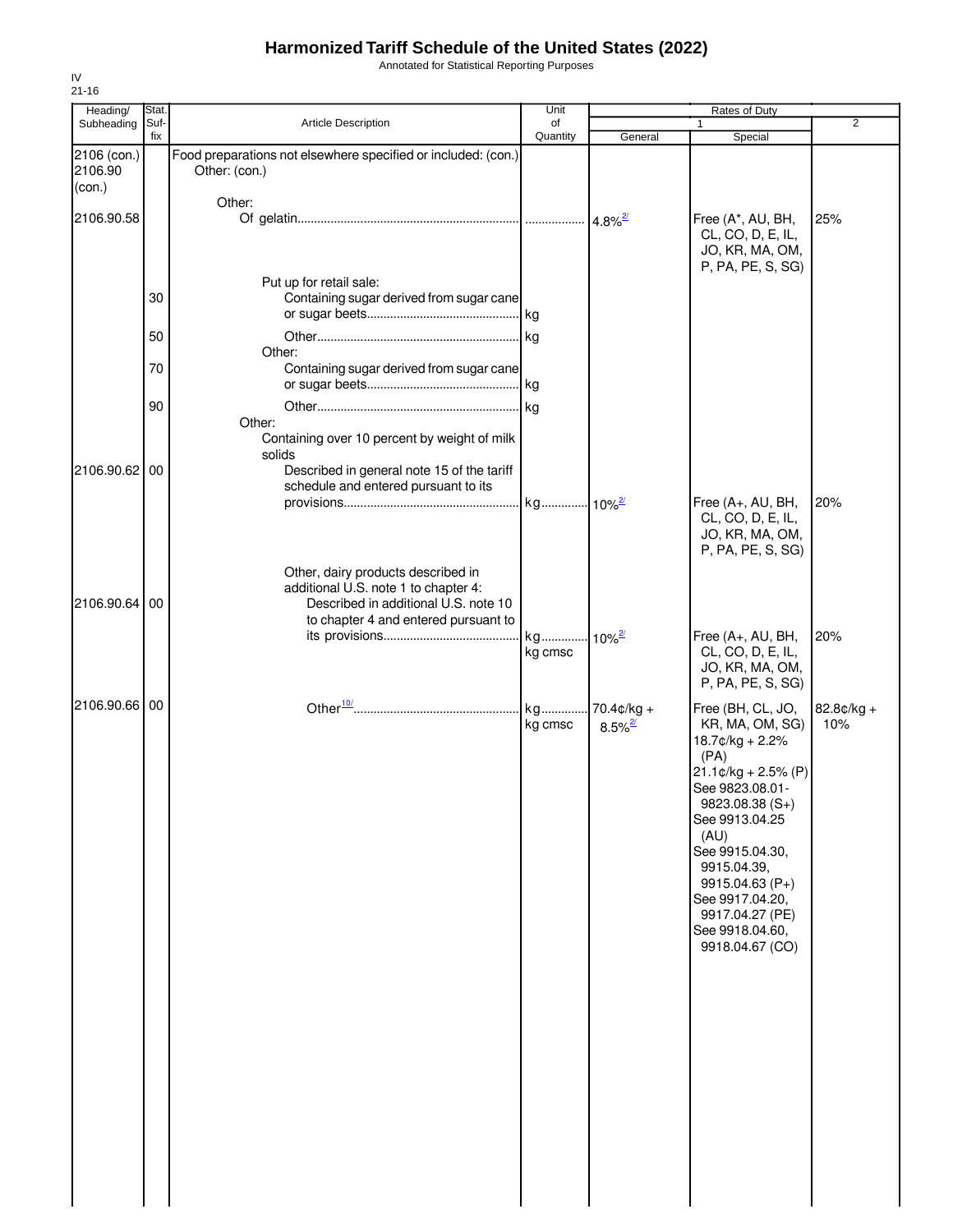# Harmonized Tariff Schedule of the United States (2022)

Annotated for Statistical Reporting Purposes

IV
21-16

| Heading/ Subheading | Stat. Suf- fix | Article Description | Unit of Quantity | Rates of Duty 1 General | Special | 2 |
|---|---|---|---|---|---|---|
| 2106 (con.) 2106.90 (con.) | | Food preparations not elsewhere specified or included: (con.) Other: (con.) | | | | |
| | | Other: | | | | |
| 2106.90.58 | | Of gelatin | | 4.8%[2/] | Free (A*, AU, BH, CL, CO, D, E, IL, JO, KR, MA, OM, P, PA, PE, S, SG) | 25% |
| | | Put up for retail sale: | | | | |
| | 30 | Containing sugar derived from sugar cane or sugar beets | kg | | | |
| | 50 | Other | kg | | | |
| | | Other: | | | | |
| | 70 | Containing sugar derived from sugar cane or sugar beets | kg | | | |
| | 90 | Other | kg | | | |
| | | Other: | | | | |
| | | Containing over 10 percent by weight of milk solids | | | | |
| 2106.90.62 | 00 | Described in general note 15 of the tariff schedule and entered pursuant to its provisions | kg | 10%[2/] | Free (A+, AU, BH, CL, CO, D, E, IL, JO, KR, MA, OM, P, PA, PE, S, SG) | 20% |
| | | Other, dairy products described in additional U.S. note 1 to chapter 4: | | | | |
| 2106.90.64 | 00 | Described in additional U.S. note 10 to chapter 4 and entered pursuant to its provisions | kg<br>kg cmsc | 10%[2/] | Free (A+, AU, BH, CL, CO, D, E, IL, JO, KR, MA, OM, P, PA, PE, S, SG) | 20% |
| 2106.90.66 | 00 | Other[10/] | kg<br>kg cmsc | 70.4¢/kg + 8.5%[2/] | Free (BH, CL, JO, KR, MA, OM, SG)<br>18.7¢/kg + 2.2% (PA)<br>21.1¢/kg + 2.5% (P)<br>See 9823.08.01-9823.08.38 (S+)<br>See 9913.04.25 (AU)<br>See 9915.04.30, 9915.04.39, 9915.04.63 (P+)<br>See 9917.04.20, 9917.04.27 (PE)<br>See 9918.04.60, 9918.04.67 (CO) | 82.8¢/kg + 10% |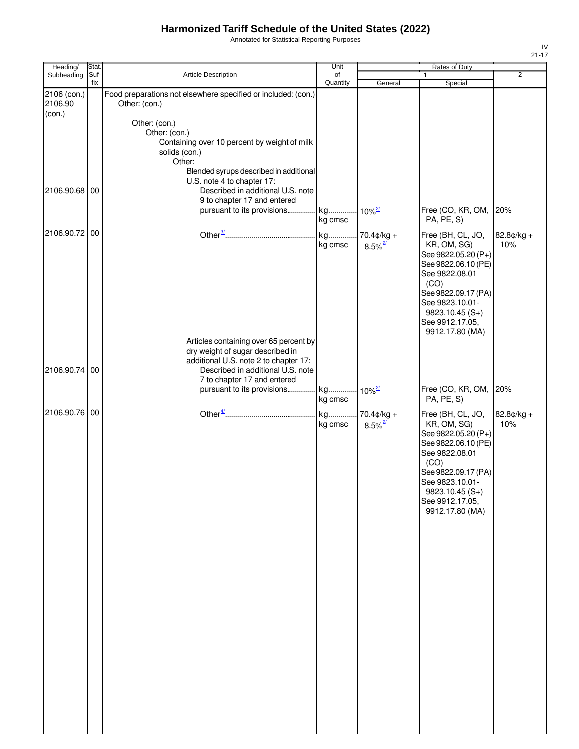# Harmonized Tariff Schedule of the United States (2022)

Annotated for Statistical Reporting Purposes

IV
21-17

| Heading/ Subheading | Stat. Suf-fix | Article Description | Unit of Quantity | Rates of Duty 1 General | Rates of Duty 1 Special | Rates of Duty 2 |
|---|---|---|---|---|---|---|
| 2106 (con.) 2106.90 (con.) | | Food preparations not elsewhere specified or included: (con.) Other: (con.) | | | | |
| | | Other: (con.) | | | | |
| | | Other: (con.) | | | | |
| | | Containing over 10 percent by weight of milk solids (con.) | | | | |
| | | Other: | | | | |
| | | Blended syrups described in additional U.S. note 4 to chapter 17: | | | | |
| 2106.90.68 | 00 | Described in additional U.S. note 9 to chapter 17 and entered pursuant to its provisions | kg kg cmsc | 10%[2/] | Free (CO, KR, OM, PA, PE, S) | 20% |
| 2106.90.72 | 00 | Other[3/] | kg kg cmsc | 70.4¢/kg + 8.5%[2/] | Free (BH, CL, JO, KR, OM, SG) See 9822.05.20 (P+) See 9822.06.10 (PE) See 9822.08.01 (CO) See 9822.09.17 (PA) See 9823.10.01-9823.10.45 (S+) See 9912.17.05, 9912.17.80 (MA) | 82.8¢/kg + 10% |
| | | Articles containing over 65 percent by dry weight of sugar described in additional U.S. note 2 to chapter 17: | | | | |
| 2106.90.74 | 00 | Described in additional U.S. note 7 to chapter 17 and entered pursuant to its provisions | kg kg cmsc | 10%[2/] | Free (CO, KR, OM, PA, PE, S) | 20% |
| 2106.90.76 | 00 | Other[4/] | kg kg cmsc | 70.4¢/kg + 8.5%[2/] | Free (BH, CL, JO, KR, OM, SG) See 9822.05.20 (P+) See 9822.06.10 (PE) See 9822.08.01 (CO) See 9822.09.17 (PA) See 9823.10.01-9823.10.45 (S+) See 9912.17.05, 9912.17.80 (MA) | 82.8¢/kg + 10% |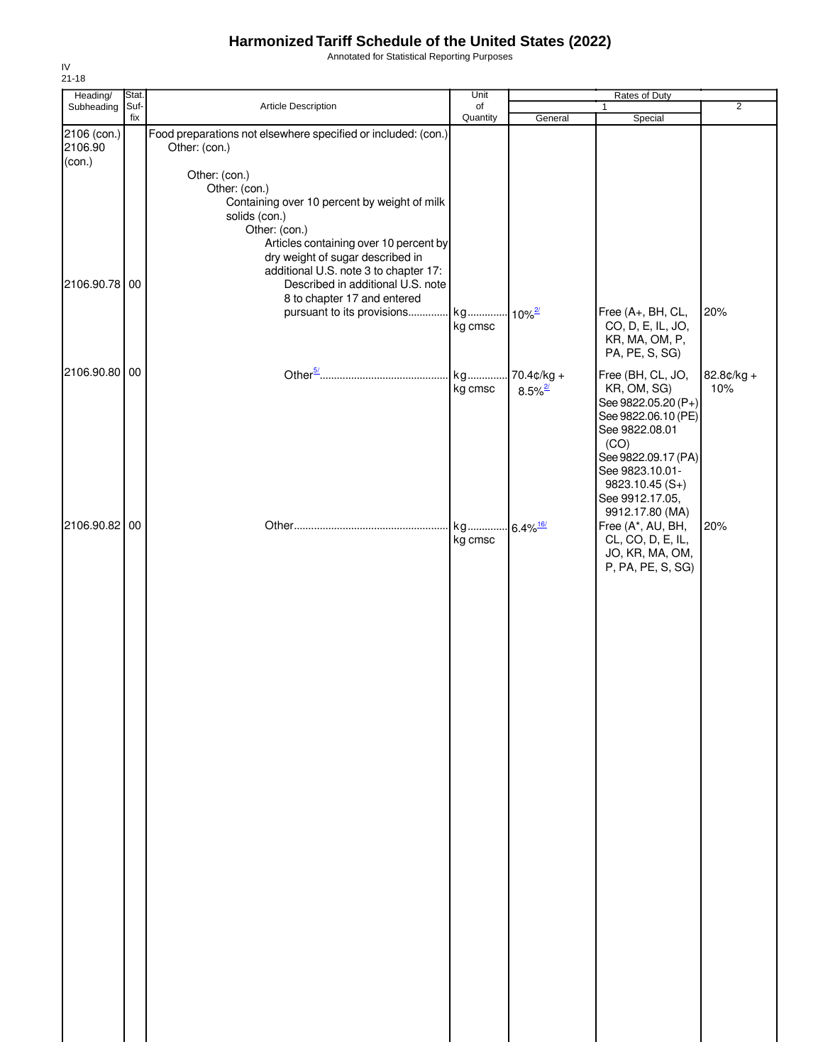# Harmonized Tariff Schedule of the United States (2022)

Annotated for Statistical Reporting Purposes

IV
21-18

| Heading/ Subheading | Stat. Suf- fix | Article Description | Unit of Quantity | Rates of Duty 1 General | Special | 2 |
|---|---|---|---|---|---|---|
| 2106 (con.) 2106.90 (con.) | | Food preparations not elsewhere specified or included: (con.) Other: (con.) | | | | |
| | | Other: (con.) | | | | |
| | | Other: (con.) | | | | |
| | | Containing over 10 percent by weight of milk solids (con.) | | | | |
| | | Other: (con.) | | | | |
| | | Articles containing over 10 percent by dry weight of sugar described in additional U.S. note 3 to chapter 17: | | | | |
| 2106.90.78 | 00 | Described in additional U.S. note 8 to chapter 17 and entered pursuant to its provisions.............. | kg kg cmsc | 10%[2/] | Free (A+, BH, CL, CO, D, E, IL, JO, KR, MA, OM, P, PA, PE, S, SG) | 20% |
| 2106.90.80 | 00 | Other[5/]............................................ | kg kg cmsc | 70.4¢/kg + 8.5%[2/] | Free (BH, CL, JO, KR, OM, SG) See 9822.05.20 (P+) See 9822.06.10 (PE) See 9822.08.01 (CO) See 9822.09.17 (PA) See 9823.10.01-9823.10.45 (S+) See 9912.17.05, 9912.17.80 (MA) | 82.8¢/kg + 10% |
| 2106.90.82 | 00 | Other...................................................... | kg kg cmsc | 6.4%[16/] | Free (A*, AU, BH, CL, CO, D, E, IL, JO, KR, MA, OM, P, PA, PE, S, SG) | 20% |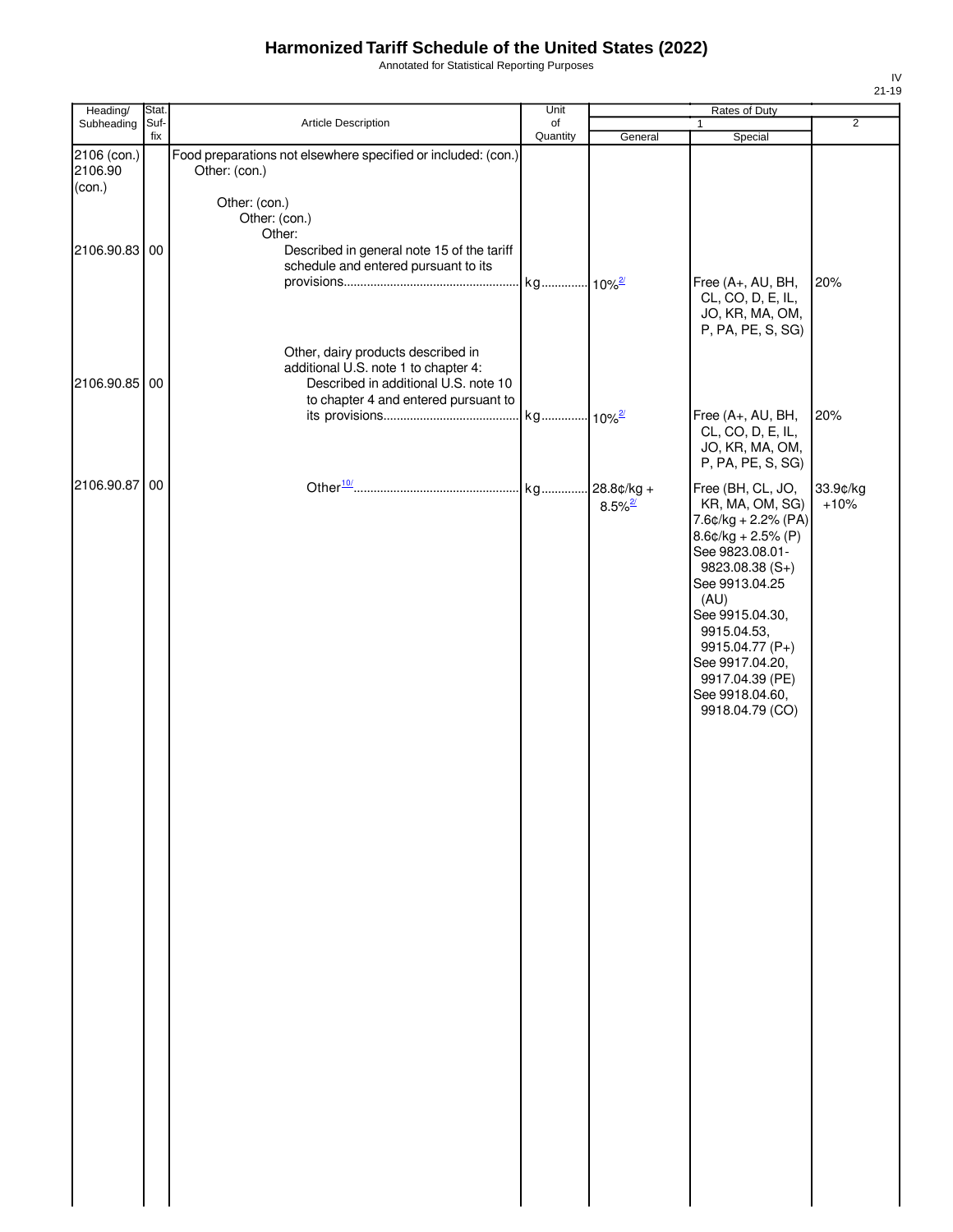# Harmonized Tariff Schedule of the United States (2022)

Annotated for Statistical Reporting Purposes

IV
21-19

| Heading/ Subheading | Stat. Suf-fix | Article Description | Unit of Quantity | Rates of Duty 1 General | Rates of Duty 1 Special | Rates of Duty 2 |
|---|---|---|---|---|---|---|
| 2106 (con.) 2106.90 (con.) | | Food preparations not elsewhere specified or included: (con.) Other: (con.) | | | | |
| | | Other: (con.) | | | | |
| | | Other: (con.) | | | | |
| | | Other: | | | | |
| 2106.90.83 | 00 | Described in general note 15 of the tariff schedule and entered pursuant to its provisions | kg | 10%[2/] | Free (A+, AU, BH, CL, CO, D, E, IL, JO, KR, MA, OM, P, PA, PE, S, SG) | 20% |
| | | Other, dairy products described in additional U.S. note 1 to chapter 4: | | | | |
| 2106.90.85 | 00 | Described in additional U.S. note 10 to chapter 4 and entered pursuant to its provisions | kg | 10%[2/] | Free (A+, AU, BH, CL, CO, D, E, IL, JO, KR, MA, OM, P, PA, PE, S, SG) | 20% |
| 2106.90.87 | 00 | Other[10/] | kg | 28.8¢/kg + 8.5%[2/] | Free (BH, CL, JO, KR, MA, OM, SG) 7.6¢/kg + 2.2% (PA) 8.6¢/kg + 2.5% (P) See 9823.08.01-9823.08.38 (S+) See 9913.04.25 (AU) See 9915.04.30, 9915.04.53, 9915.04.77 (P+) See 9917.04.20, 9917.04.39 (PE) See 9918.04.60, 9918.04.79 (CO) | 33.9¢/kg +10% |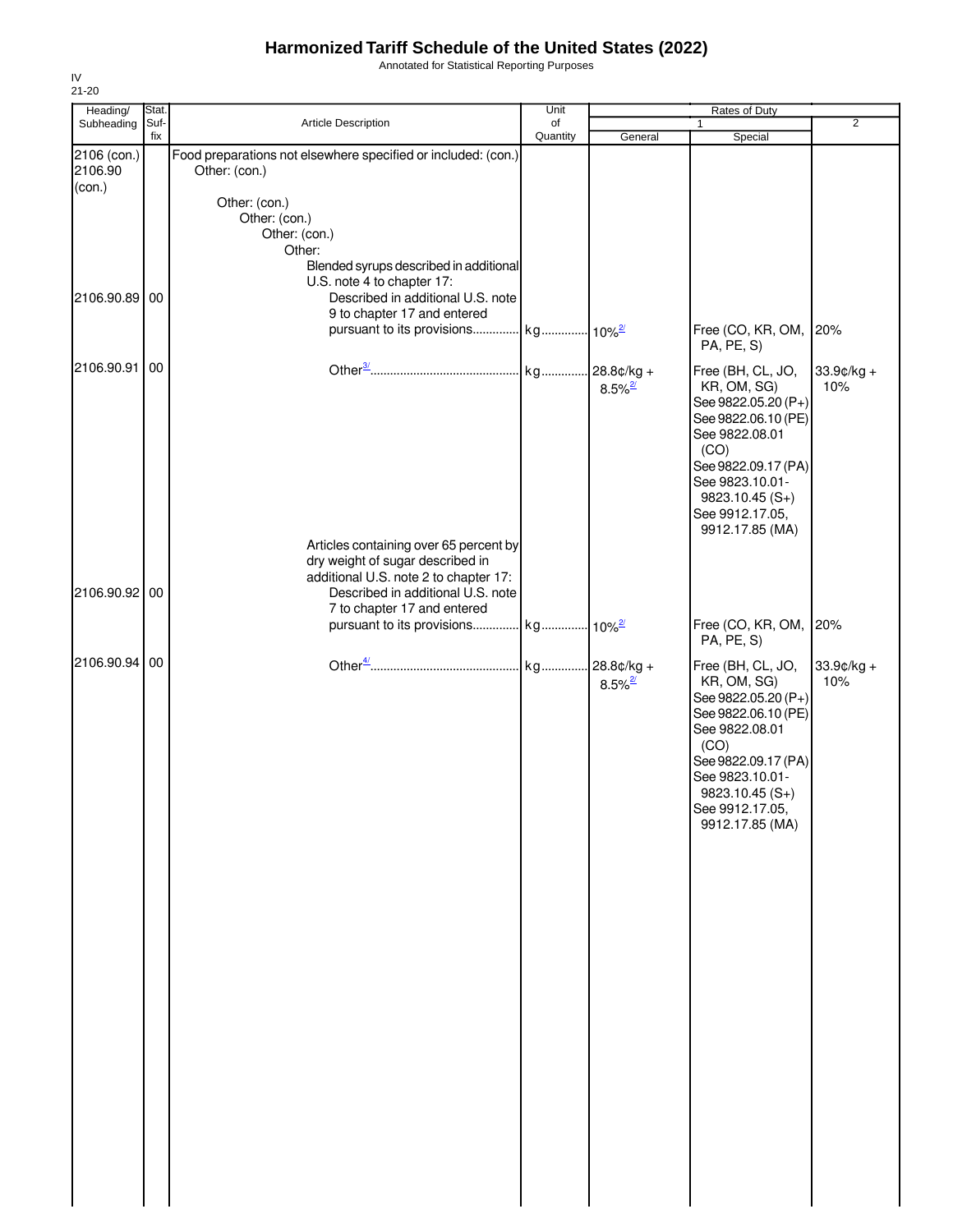# Harmonized Tariff Schedule of the United States (2022)

Annotated for Statistical Reporting Purposes

IV
21-20

| Heading/ Subheading | Stat. Suf- fix | Article Description | Unit of Quantity | Rates of Duty 1 General | Special | 2 |
|---|---|---|---|---|---|---|
| 2106 (con.) 2106.90 (con.) | | Food preparations not elsewhere specified or included: (con.) Other: (con.) | | | | |
| | | Other: (con.) Other: (con.) Other: (con.) Other: Blended syrups described in additional U.S. note 4 to chapter 17: | | | | |
| 2106.90.89 | 00 | Described in additional U.S. note 9 to chapter 17 and entered pursuant to its provisions | kg | 10%[2/] | Free (CO, KR, OM, PA, PE, S) | 20% |
| 2106.90.91 | 00 | Other[3/] | kg | 28.8¢/kg + 8.5%[2/] | Free (BH, CL, JO, KR, OM, SG) See 9822.05.20 (P+) See 9822.06.10 (PE) See 9822.08.01 (CO) See 9822.09.17 (PA) See 9823.10.01-9823.10.45 (S+) See 9912.17.05, 9912.17.85 (MA) | 33.9¢/kg + 10% |
| | | Articles containing over 65 percent by dry weight of sugar described in additional U.S. note 2 to chapter 17: | | | | |
| 2106.90.92 | 00 | Described in additional U.S. note 7 to chapter 17 and entered pursuant to its provisions | kg | 10%[2/] | Free (CO, KR, OM, PA, PE, S) | 20% |
| 2106.90.94 | 00 | Other[4/] | kg | 28.8¢/kg + 8.5%[2/] | Free (BH, CL, JO, KR, OM, SG) See 9822.05.20 (P+) See 9822.06.10 (PE) See 9822.08.01 (CO) See 9822.09.17 (PA) See 9823.10.01-9823.10.45 (S+) See 9912.17.05, 9912.17.85 (MA) | 33.9¢/kg + 10% |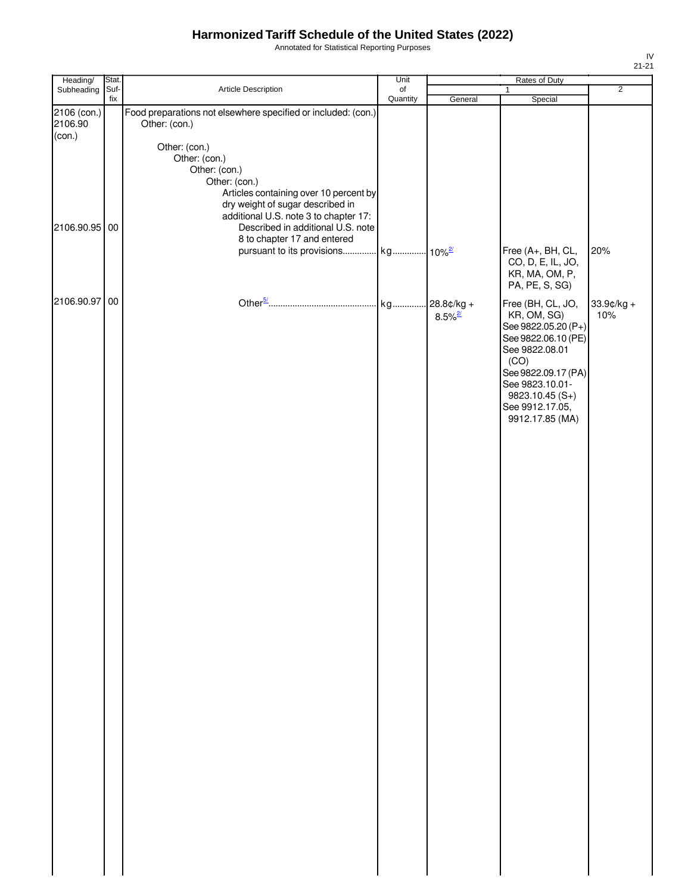# Harmonized Tariff Schedule of the United States (2022)

Annotated for Statistical Reporting Purposes

IV

| Heading/ Subheading | Stat. Suf- fix | Article Description | Unit of Quantity | Rates of Duty 1 General | Special | 2 |
|---|---|---|---|---|---|---|
| 2106 (con.) 2106.90 (con.) | | Food preparations not elsewhere specified or included: (con.) Other: (con.) | | | | |
| | | Other: (con.) Other: (con.) Other: (con.) Other: (con.) Articles containing over 10 percent by dry weight of sugar described in additional U.S. note 3 to chapter 17: | | | | |
| 2106.90.95 | 00 | Described in additional U.S. note 8 to chapter 17 and entered pursuant to its provisions | kg | 10%[2/] | Free (A+, BH, CL, CO, D, E, IL, JO, KR, MA, OM, P, PA, PE, S, SG) | 20% |
| 2106.90.97 | 00 | Other[5/] | kg | 28.8¢/kg + 8.5%[2/] | Free (BH, CL, JO, KR, OM, SG) See 9822.05.20 (P+) See 9822.06.10 (PE) See 9822.08.01 (CO) See 9822.09.17 (PA) See 9823.10.01-9823.10.45 (S+) See 9912.17.05, 9912.17.85 (MA) | 33.9¢/kg + 10% |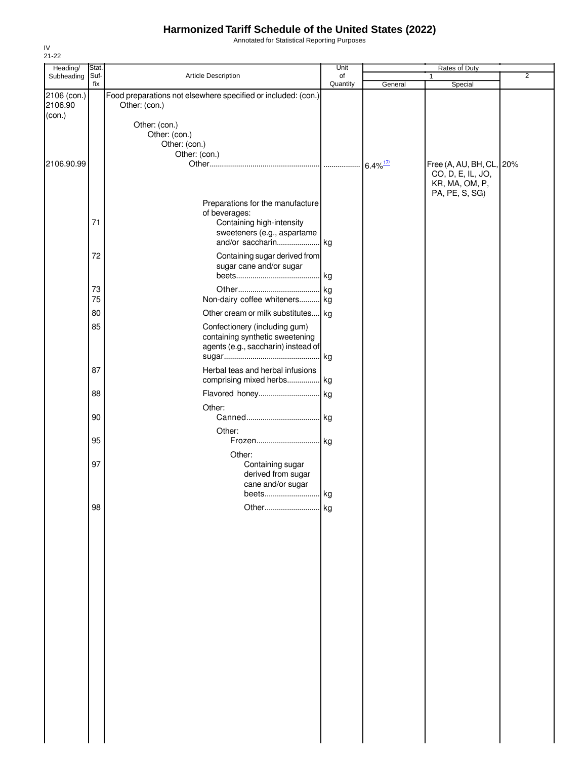# Harmonized Tariff Schedule of the United States (2022)

Annotated for Statistical Reporting Purposes

IV
21-22

| Heading/ Subheading | Stat. Suf- fix | Article Description | Unit of Quantity | Rates of Duty 1 General | Special | 2 |
|---|---|---|---|---|---|---|
| 2106 (con.) 2106.90 (con.) | | Food preparations not elsewhere specified or included: (con.) Other: (con.) | | | | |
| | | Other: (con.) Other: (con.) Other: (con.) Other: (con.) | | | | |
| 2106.90.99 | | Other | | 6.4%[17/] | Free (A, AU, BH, CL, CO, D, E, IL, JO, KR, MA, OM, P, PA, PE, S, SG) | 20% |
| | | Preparations for the manufacture of beverages: | | | | |
| | 71 | Containing high-intensity sweeteners (e.g., aspartame and/or saccharin | kg | | | |
| | 72 | Containing sugar derived from sugar cane and/or sugar beets | kg | | | |
| | 73 | Other | kg | | | |
| | 75 | Non-dairy coffee whiteners | kg | | | |
| | 80 | Other cream or milk substitutes | kg | | | |
| | 85 | Confectionery (including gum) containing synthetic sweetening agents (e.g., saccharin) instead of sugar | kg | | | |
| | 87 | Herbal teas and herbal infusions comprising mixed herbs | kg | | | |
| | 88 | Flavored honey | kg | | | |
| | | Other: | | | | |
| | 90 | Canned | kg | | | |
| | | Other: | | | | |
| | 95 | Frozen | kg | | | |
| | | Other: | | | | |
| | 97 | Containing sugar derived from sugar cane and/or sugar beets | kg | | | |
| | 98 | Other | kg | | | |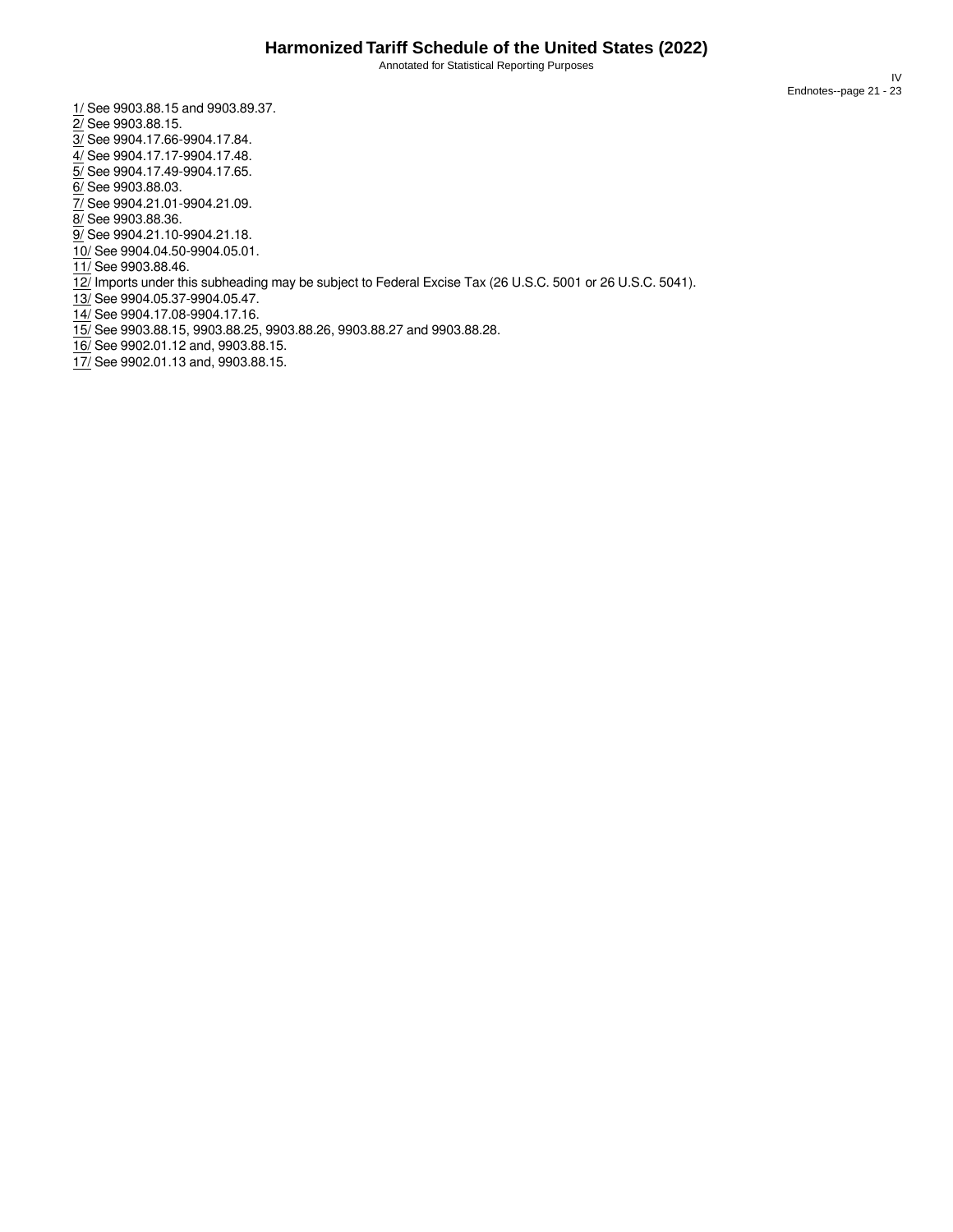1/ See 9903.88.15 and 9903.89.37.
2/ See 9903.88.15.
3/ See 9904.17.66-9904.17.84.
4/ See 9904.17.17-9904.17.48.
5/ See 9904.17.49-9904.17.65.
6/ See 9903.88.03.
7/ See 9904.21.01-9904.21.09.
8/ See 9903.88.36.
9/ See 9904.21.10-9904.21.18.
10/ See 9904.04.50-9904.05.01.
11/ See 9903.88.46.
12/ Imports under this subheading may be subject to Federal Excise Tax (26 U.S.C. 5001 or 26 U.S.C. 5041).
13/ See 9904.05.37-9904.05.47.
14/ See 9904.17.08-9904.17.16.
15/ See 9903.88.15, 9903.88.25, 9903.88.26, 9903.88.27 and 9903.88.28.
16/ See 9902.01.12 and, 9903.88.15.
17/ See 9902.01.13 and, 9903.88.15.